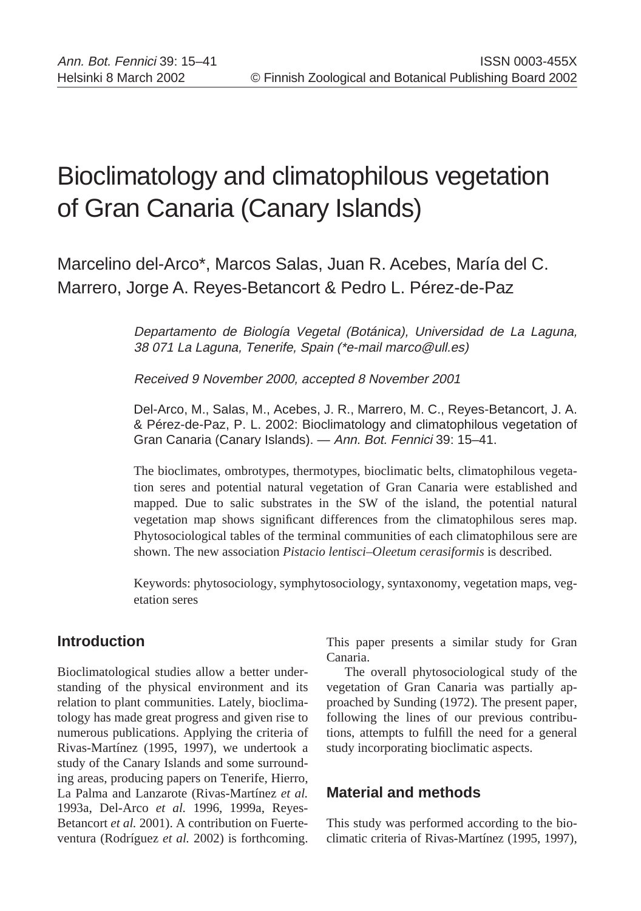# Bioclimatology and climatophilous vegetation of Gran Canaria (Canary Islands)

Marcelino del-Arco*, Marcos Salas, Juan R. Acebes, María del C. Marrero, Jorge A. Reyes-Betancort & Pedro L. Pérez-de-Paz

*Departamento de Biología Vegetal (Botánica), Universidad de La Laguna, 38 071 La Laguna, Tenerife, Spain (*e-mail marco@ull.es)*

*Received 9 November 2000, accepted 8 November 2001*

Del-Arco, M., Salas, M., Acebes, J. R., Marrero, M. C., Reyes-Betancort, J. A. & Pérez-de-Paz, P. L. 2002: Bioclimatology and climatophilous vegetation of Gran Canaria (Canary Islands). — *Ann. Bot. Fennici* 39: 15–41.

The bioclimates, ombrotypes, thermotypes, bioclimatic belts, climatophilous vegetation seres and potential natural vegetation of Gran Canaria were established and mapped. Due to salic substrates in the SW of the island, the potential natural vegetation map shows significant differences from the climatophilous seres map. Phytosociological tables of the terminal communities of each climatophilous sere are shown. The new association *Pistacio lentisci–Oleetum cerasiformis* is described.

Keywords: phytosociology, symphytosociology, syntaxonomy, vegetation maps, vegetation seres

## Introduction

Bioclimatological studies allow a better understanding of the physical environment and its relation to plant communities. Lately, bioclimatology has made great progress and given rise to numerous publications. Applying the criteria of Rivas-Martínez (1995, 1997), we undertook a study of the Canary Islands and some surrounding areas, producing papers on Tenerife, Hierro, La Palma and Lanzarote (Rivas-Martínez *et al.* 1993a, Del-Arco *et al.* 1996, 1999a, Reyes-Betancort *et al.* 2001). A contribution on Fuerteventura (Rodríguez *et al.* 2002) is forthcoming. This paper presents a similar study for Gran Canaria.

The overall phytosociological study of the vegetation of Gran Canaria was partially approached by Sunding (1972). The present paper, following the lines of our previous contributions, attempts to fulfill the need for a general study incorporating bioclimatic aspects.

## Material and methods

This study was performed according to the bioclimatic criteria of Rivas-Martínez (1995, 1997),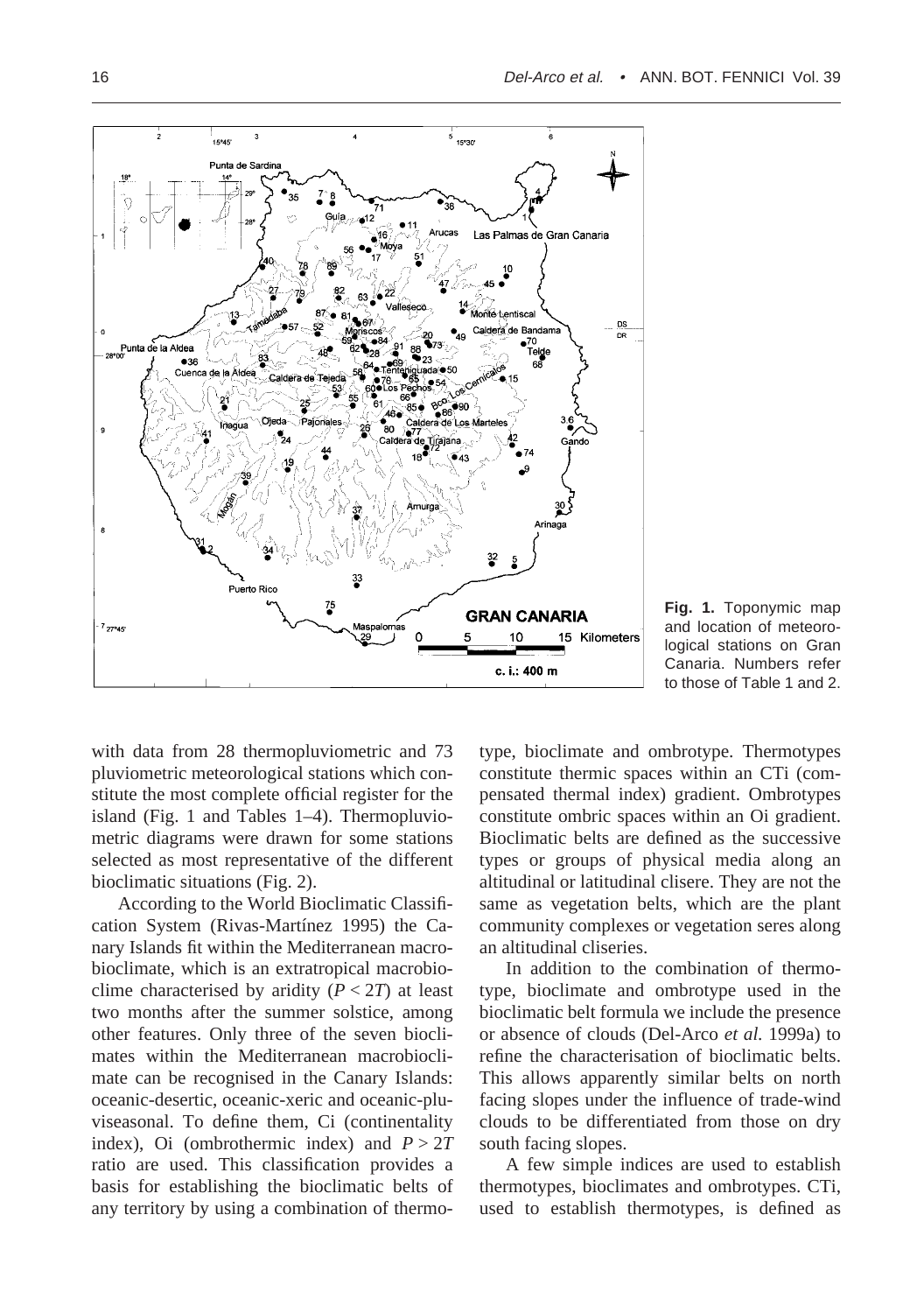Fig. 1. Toponymic map and location of meteorological stations on Gran Canaria. Numbers refer to those of Table 1 and 2.

with data from 28 thermopluviometric and 73 pluviometric meteorological stations which constitute the most complete official register for the island (Fig. 1 and Tables 1–4). Thermopluviometric diagrams were drawn for some stations selected as most representative of the different bioclimatic situations (Fig. 2).

According to the World Bioclimatic Classification System (Rivas-Martínez 1995) the Canary Islands fit within the Mediterranean macrobioclimate, which is an extratropical macrobioclime characterised by aridity ($P < 2T$) at least two months after the summer solstice, among other features. Only three of the seven bioclimates within the Mediterranean macrobioclimate can be recognised in the Canary Islands: oceanic-desertic, oceanic-xeric and oceanic-pluviseasonal. To define them, Ci (continentality index), Oi (ombrothermic index) and $P > 2T$ ratio are used. This classification provides a basis for establishing the bioclimatic belts of any territory by using a combination of thermotype, bioclimate and ombrotype. Thermotypes constitute thermic spaces within an CTi (compensated thermal index) gradient. Ombrotypes constitute ombric spaces within an Oi gradient. Bioclimatic belts are defined as the successive types or groups of physical media along an altitudinal or latitudinal clisere. They are not the same as vegetation belts, which are the plant community complexes or vegetation seres along an altitudinal cliseries.

In addition to the combination of thermotype, bioclimate and ombrotype used in the bioclimatic belt formula we include the presence or absence of clouds (Del-Arco *et al.* 1999a) to refine the characterisation of bioclimatic belts. This allows apparently similar belts on north facing slopes under the influence of trade-wind clouds to be differentiated from those on dry south facing slopes.

A few simple indices are used to establish thermotypes, bioclimates and ombrotypes. CTi, used to establish thermotypes, is defined as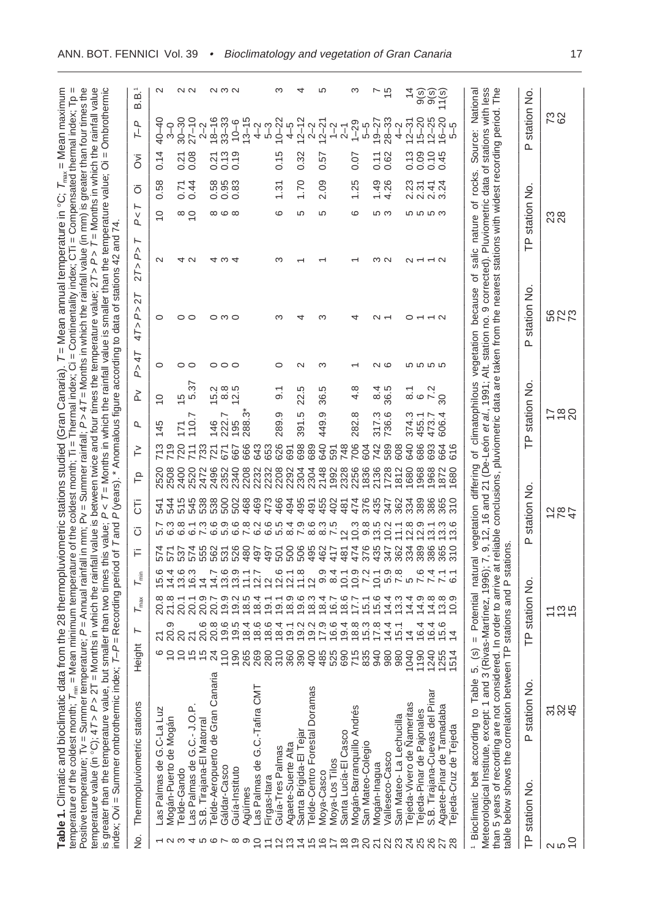**Table 1.** Climatic and bioclimatic data from the 28 thermopluviometric stations studied (Gran Canaria). $T$ = Mean annual temperature in °C; $T_{max}$ = Mean maximum temperature of the coldest month; $T_{min}$ = Mean minimum temperature of the coldest month; Ti = Thermal index; Ci = Continentality index; CTi = Compensated thermal index; Tp = Positive temperature; Tv = Summer temperature; $P$ = Annual rainfall in mm; Pv = Summer rainfall; $P > 4T$ = Months in which the rainfall value (in mm) is greater than four times the temperature value (in °C); $4T > P > 2T$ = Months in which the rainfall value is between twice and four times the temperature value; $2T > P > T$ = Months in which the rainfall value is greater than the temperature value, but smaller than two times this value; $P < T$ = Months in which the rainfall value is smaller than the temperature value; Oi = Ombrothermic index; Ovi = Summer ombrothermic index; $T$–$P$ = Recording period of $T$ and $P$ (years). * Anomalous figure according to data of stations 42 and 74.

| No. | Thermopluviometric stations | Height | $T$ | $T_{max}$ | $T_{min}$ | Ti | Ci | CTi | Tp | Tv | $P$ | Pv | $P > 4T$ | $4T > P > 2T$ | $2T > P > T$ | $P < T$ | Oi | Ovi | $T$–$P$ | B.B.[1] |
|---|---|---|---|---|---|---|---|---|---|---|---|---|---|---|---|---|---|---|---|---|
| 1 | Las Palmas de G.C-La Luz | 6 | 21 | 20.8 | 15.6 | 574 | 5.7 | 541 | 2520 | 713 | 145 | 10 | 0 | 0 | 2 | 10 | 0.58 | 0.14 | 40–40 | 2 |
| 2 | Mogán-Puerto de Mogán | 10 | 20.9 | 21.8 | 14.4 | 571 | 6.3 | 544 | 2508 | 719 | | | | | | | | | 3–0 | |
| 3 | Telde-Gando | 10 | 20 | 20.1 | 13.6 | 537 | 6.8 | 515 | 2400 | 720 | 171 | 15 | 0 | 0 | 4 | 8 | 0.71 | 0.21 | 30–30 | 2 |
| 4 | Las Palmas de G.C.- J.O.P. | 15 | 21 | 20.1 | 16.3 | 574 | 6.1 | 545 | 2520 | 711 | 110.7 | 5.37 | 0 | 0 | 2 | 10 | 0.44 | 0.08 | 27–10 | 2 |
| 5 | S.B. Tirajana-El Matorral | 15 | 20.6 | 20.9 | 14 | 555 | 7.3 | 538 | 2472 | 733 | | | | | | | | | 2–2 | |
| 6 | Telde-Aeropuerto de Gran Canaria | 24 | 20.8 | 20.7 | 14.7 | 562 | 6.6 | 538 | 2496 | 721 | 146 | 15.2 | 0 | 0 | 4 | 8 | 0.58 | 0.21 | 18–16 | 2 |
| 7 | Gáldar-Casco | 110 | 19.6 | 19.9 | 13.6 | 531 | 5.9 | 500 | 2352 | 671 | 222.7 | 8.8 | 0 | 3 | 3 | 6 | 0.95 | 0.13 | 33–33 | 3 |
| 8 | Guía-Instituto | 190 | 19.5 | 19.2 | 13.9 | 526 | 6.6 | 502 | 2340 | 667 | 195 | 12.5 | 0 | 0 | 4 | 8 | 0.83 | 0.19 | 10–6 | 2 |
| 9 | Agüimes | 265 | 18.4 | 18.5 | 11.1 | 480 | 7.8 | 468 | 2208 | 666 | 288.3* | | | | | | | | 13–15 | |
| 10 | Las Palmas de G.C.-Tafira CMT | 269 | 18.6 | 18.4 | 12.7 | 497 | 6.2 | 469 | 2232 | 643 | | | | | | | | | 4–2 | |
| 11 | Firgas-Itara | 280 | 18.6 | 19.1 | 12 | 497 | 6.6 | 473 | 2232 | 653 | | | | | | | | | 5–3 | |
| 12 | Guía-Tres Palmas | 310 | 18.4 | 19.1 | 12.6 | 501 | 5.5 | 466 | 2208 | 626 | 289.9 | 9.1 | 0 | 3 | 3 | 6 | 1.31 | 0.15 | 10–22 | 3 |
| 13 | Agaete-Suerte Alta | 360 | 19.1 | 18.9 | 12.1 | 500 | 8.4 | 494 | 2292 | 691 | | | | | | | | | 4–5 | |
| 14 | Santa Brígida-El Tejar | 390 | 19.2 | 19.6 | 11.8 | 506 | 7.9 | 495 | 2304 | 698 | 391.5 | 22.5 | 2 | 4 | 1 | 5 | 1.70 | 0.32 | 12–12 | 4 |
| 15 | Telde-Centro Forestal Doramas | 400 | 19.2 | 18.3 | 12 | 495 | 8.6 | 491 | 2304 | 689 | | | | | | | | | 2–2 | |
| 16 | Moya-Casco | 485 | 17.9 | 18.4 | 9.9 | 462 | 8.3 | 455 | 2148 | 640 | 449.9 | 36.5 | 3 | 3 | 1 | 5 | 2.09 | 0.57 | 12–21 | 5 |
| 17 | Moya-Los Tilos | 525 | 16.6 | 16.7 | 8.4 | 417 | 7.5 | 402 | 1992 | 591 | | | | | | | | | 1–2 | |
| 18 | Santa Lucía-El Casco | 690 | 19.4 | 18.6 | 10.1 | 481 | 12 | 481 | 2328 | 748 | | | | | | | | | 2–1 | |
| 19 | Mogán-Barranquillo Andrés | 715 | 18.8 | 17.7 | 10.9 | 474 | 10.3 | 474 | 2256 | 706 | 282.8 | 4.8 | 1 | 4 | 1 | 6 | 1.25 | 0.07 | 1–29 | 3 |
| 20 | San Mateo-Colegio | 835 | 15.3 | 15.1 | 7.2 | 376 | 9.8 | 376 | 1836 | 604 | | | | | | | | | 5–5 | |
| 21 | Mogán-Inagua | 940 | 17.8 | 15.6 | 10.1 | 435 | 13.5 | 435 | 2136 | 742 | 317.3 | 8.4 | 2 | 2 | 3 | 5 | 1.49 | 0.11 | 19–27 | 7 |
| 22 | Valleseco-Casco | 980 | 14.4 | 14.4 | 5.9 | 347 | 10.2 | 347 | 1728 | 589 | 736.6 | 36.5 | 6 | 1 | 2 | 3 | 4.26 | 0.62 | 28–33 | 15 |
| 23 | San Mateo- La Lechucilla | 980 | 15.1 | 13.3 | 7.8 | 362 | 11.1 | 362 | 1812 | 608 | | | | | | | | | 4–2 | |
| 24 | Tejeda-Vivero de Ñameritas | 1040 | 14 | 14.4 | 5 | 334 | 12.8 | 334 | 1680 | 640 | 374.3 | 8.1 | 5 | 0 | 2 | 5 | 2.23 | 0.13 | 12–31 | 14 |
| 25 | Tejeda-Pinar de Pajonales | 1190 | 16.4 | 14.9 | 7.6 | 389 | 12.9 | 389 | 1968 | 686 | 455.1 | 6 | 5 | 1 | 1 | 5 | 2.31 | 0.09 | 15–20 | 9(s) |
| 26 | S.B. Tirajana-Cuevas del Pinar | 1240 | 16.4 | 14.8 | 7.4 | 386 | 13.1 | 386 | 1968 | 693 | 473.7 | 7.2 | 5 | 1 | 1 | 5 | 2.41 | 0.10 | 12–25 | 9(s) |
| 27 | Agaete-Pinar de Tamadaba | 1255 | 15.6 | 13.8 | 7.1 | 365 | 13.3 | 365 | 1872 | 664 | 606.4 | 30 | 5 | 2 | 2 | 3 | 3.24 | 0.45 | 16–20 | 11(s) |
| 28 | Tejeda-Cruz de Tejeda | 1514 | 14 | 10.9 | 6.1 | 310 | 13.6 | 310 | 1680 | 616 | | | | | | | | | 5–5 | |

[1] Bioclimatic belt according to Table 5. (s) = Potential natural vegetation differing of climatophilous vegetation because of salic nature of rocks. Source: National Meteorological Institute, except: 1 and 3 (Rivas-Martínez, 1996); 7, 9, 12, 16 and 21 (De-León *et al.*, 1991; Alt. station no. 9 corrected). Pluviometric data of stations with less than 5 years of recording are not considered. In order to arrive at reliable conclusions, pluviometric data are taken from the nearest stations with widest recording period. The table below shows the correlation between TP stations and P stations.

| TP station No. | P station No. | TP station No. | P station No. | TP station No. | P station No. | TP station No. | P station No. |
|---|---|---|---|---|---|---|---|
| 2 | 31 | 11 | 12 | 17 | 56 | 23 | 73 |
| 5 | 32 | 13 | 78 | 18 | 72 | 28 | 62 |
| 10 | 45 | 15 | 47 | 20 | 73 | | |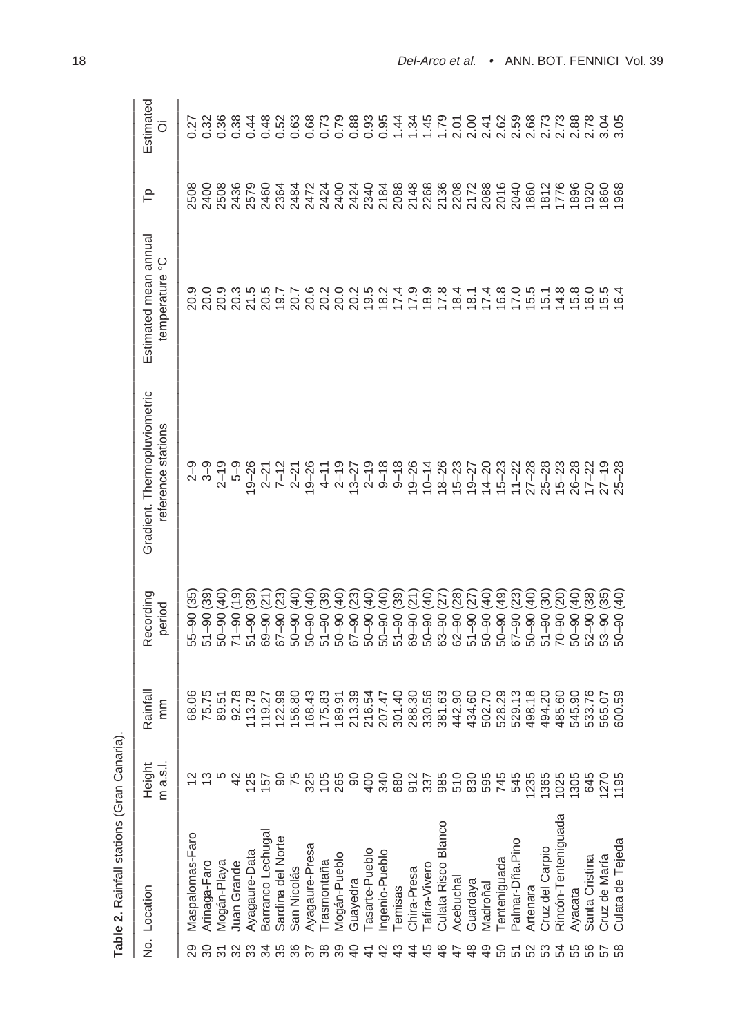**Table 2.** Rainfall stations (Gran Canaria).

| No. | Location | Height m a.s.l. | Rainfall mm | Recording period | Gradient. Thermopluviometric reference stations | Estimated mean annual temperature °C | Tp | Estimated Oi |
|---|---|---|---|---|---|---|---|---|
| 29 | Maspalomas-Faro | 12 | 68.06 | 55–90 (35) | 2–9 | 20.9 | 2508 | 0.27 |
| 30 | Arinaga-Faro | 13 | 75.75 | 51–90 (39) | 3–9 | 20.0 | 2400 | 0.32 |
| 31 | Mogán-Playa | 5 | 89.51 | 50–90 (40) | 2–19 | 20.9 | 2508 | 0.36 |
| 32 | Juan Grande | 42 | 92.78 | 71–90 (19) | 5–9 | 20.3 | 2436 | 0.38 |
| 33 | Ayagaure-Data | 125 | 113.78 | 51–90 (39) | 19–26 | 21.5 | 2579 | 0.44 |
| 34 | Barranco Lechugal | 157 | 119.27 | 69–90 (21) | 2–21 | 20.5 | 2460 | 0.48 |
| 35 | Sardina del Norte | 90 | 122.99 | 67–90 (23) | 7–12 | 19.7 | 2364 | 0.52 |
| 36 | San Nicolás | 75 | 156.80 | 50–90 (40) | 2–21 | 20.7 | 2484 | 0.63 |
| 37 | Ayagaure-Presa | 325 | 168.43 | 50–90 (40) | 19–26 | 20.6 | 2472 | 0.68 |
| 38 | Trasmontaña | 105 | 175.83 | 51–90 (39) | 4–11 | 20.2 | 2424 | 0.73 |
| 39 | Mogán-Pueblo | 265 | 189.91 | 50–90 (40) | 2–19 | 20.0 | 2400 | 0.79 |
| 40 | Guayedra | 90 | 213.39 | 67–90 (23) | 13–27 | 20.2 | 2424 | 0.88 |
| 41 | Tasarte-Pueblo | 400 | 216.54 | 50–90 (40) | 2–19 | 19.5 | 2340 | 0.93 |
| 42 | Ingenio-Pueblo | 340 | 207.47 | 50–90 (40) | 9–18 | 18.2 | 2184 | 0.95 |
| 43 | Temisas | 680 | 301.40 | 51–90 (39) | 9–18 | 17.4 | 2088 | 1.44 |
| 44 | Chira-Presa | 912 | 288.30 | 69–90 (21) | 19–26 | 17.9 | 2148 | 1.34 |
| 45 | Tafira-Vivero | 337 | 330.56 | 50–90 (40) | 10–14 | 18.9 | 2268 | 1.45 |
| 46 | Culata Risco Blanco | 985 | 381.63 | 63–90 (27) | 18–26 | 17.8 | 2136 | 1.79 |
| 47 | Acebuchal | 510 | 442.90 | 62–90 (28) | 15–23 | 18.4 | 2208 | 2.01 |
| 48 | Guardaya | 830 | 434.60 | 51–90 (27) | 19–27 | 18.1 | 2172 | 2.00 |
| 49 | Madroñal | 595 | 502.70 | 50–90 (40) | 14–20 | 17.4 | 2088 | 2.41 |
| 50 | Tenteniguada | 745 | 528.29 | 50–90 (49) | 15–23 | 16.8 | 2016 | 2.62 |
| 51 | Palmar-Dña.Pino | 545 | 529.13 | 67–90 (23) | 11–22 | 17.0 | 2040 | 2.59 |
| 52 | Artenara | 1235 | 498.18 | 50–90 (40) | 27–28 | 15.5 | 1860 | 2.68 |
| 53 | Cruz del Carpio | 1365 | 494.20 | 51–90 (30) | 25–28 | 15.1 | 1812 | 2.73 |
| 54 | Rincón-Tenteniguada | 1025 | 485.60 | 70–90 (20) | 15–23 | 14.8 | 1776 | 2.73 |
| 55 | Ayacata | 1305 | 545.90 | 50–90 (40) | 26–28 | 15.8 | 1896 | 2.88 |
| 56 | Santa Cristina | 645 | 533.76 | 52–90 (38) | 17–22 | 16.0 | 1920 | 2.78 |
| 57 | Cruz de María | 1270 | 565.07 | 53–90 (35) | 27–19 | 15.5 | 1860 | 3.04 |
| 58 | Culata de Tejeda | 1195 | 600.59 | 50–90 (40) | 25–28 | 16.4 | 1968 | 3.05 |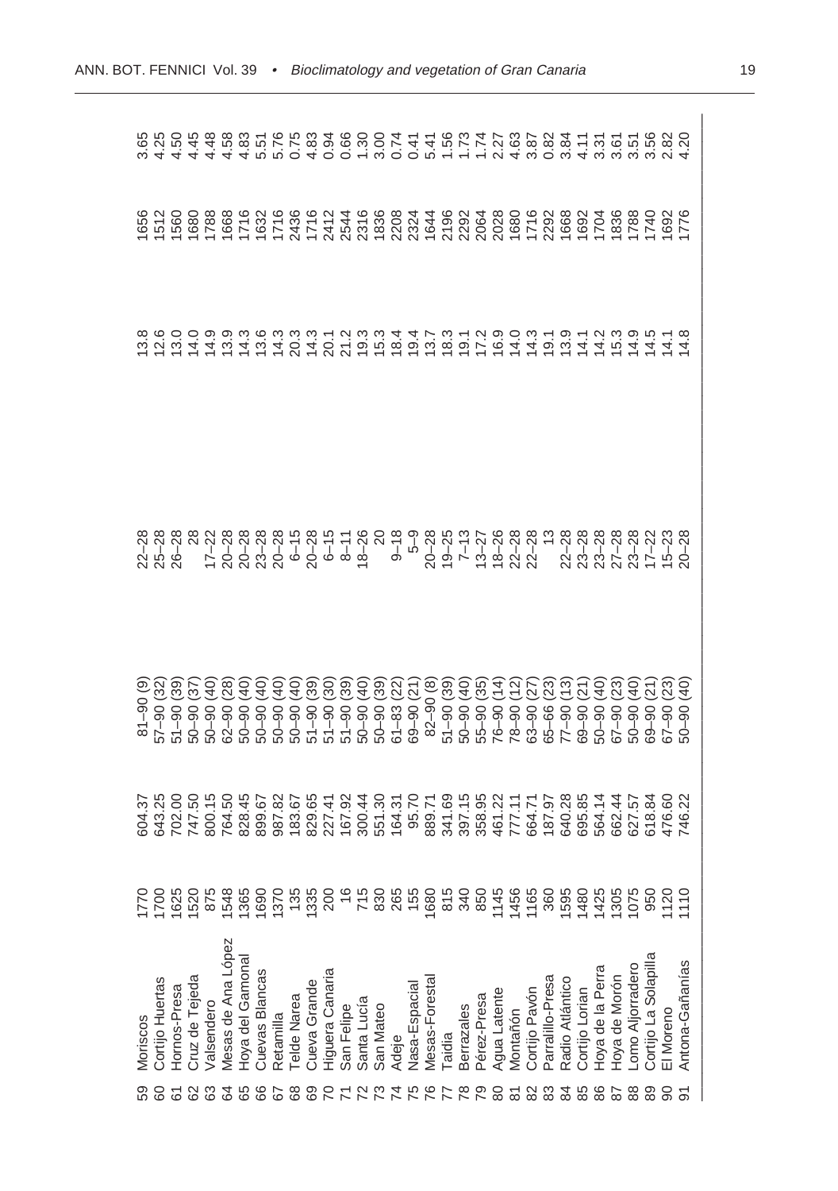| | | | | | | | | |
|---|---|---|---|---|---|---|---|---|
| 59 | Moriscos | 1770 | 604.37 | 81–90 (9) | 22–28 | 13.8 | 1656 | 3.65 |
| 60 | Cortijo Huertas | 1700 | 643.25 | 57–90 (32) | 25–28 | 12.6 | 1512 | 4.25 |
| 61 | Hornos-Presa | 1625 | 702.00 | 51–90 (39) | 26–28 | 13.0 | 1560 | 4.50 |
| 62 | Cruz de Tejeda | 1520 | 747.50 | 50–90 (37) | 28 | 14.0 | 1680 | 4.45 |
| 63 | Valsendero | 875 | 800.15 | 50–90 (40) | 17–22 | 14.9 | 1788 | 4.48 |
| 64 | Mesas de Ana López | 1548 | 764.50 | 62–90 (28) | 20–28 | 13.9 | 1668 | 4.58 |
| 65 | Hoya del Gamonal | 1365 | 828.45 | 50–90 (40) | 20–28 | 14.3 | 1716 | 4.83 |
| 66 | Cuevas Blancas | 1690 | 899.67 | 50–90 (40) | 23–28 | 13.6 | 1632 | 5.51 |
| 67 | Retamilla | 1370 | 987.82 | 50–90 (40) | 20–28 | 14.3 | 1716 | 5.76 |
| 68 | Telde Narea | 135 | 183.67 | 50–90 (40) | 6–15 | 20.3 | 2436 | 0.75 |
| 69 | Cueva Grande | 1335 | 829.65 | 51–90 (39) | 20–28 | 14.3 | 1716 | 4.83 |
| 70 | Higuera Canaria | 200 | 227.41 | 51–90 (30) | 6–15 | 20.1 | 2412 | 0.94 |
| 71 | San Felipe | 16 | 167.92 | 51–90 (39) | 8–11 | 21.2 | 2544 | 0.66 |
| 72 | Santa Lucía | 715 | 300.44 | 50–90 (40) | 18–26 | 19.3 | 2316 | 1.30 |
| 73 | San Mateo | 830 | 551.30 | 50–90 (39) | 20 | 15.3 | 1836 | 3.00 |
| 74 | Adeje | 265 | 164.31 | 61–83 (22) | 9–18 | 18.4 | 2208 | 0.74 |
| 75 | Nasa-Espacial | 155 | 95.70 | 69–90 (21) | 5–9 | 19.4 | 2324 | 0.41 |
| 76 | Mesas-Forestal | 1680 | 889.71 | 82–90 (8) | 20–28 | 13.7 | 1644 | 5.41 |
| 77 | Taidía | 815 | 341.69 | 51–90 (39) | 19–25 | 18.3 | 2196 | 1.56 |
| 78 | Berrazales | 340 | 397.15 | 50–90 (40) | 7–13 | 19.1 | 2292 | 1.73 |
| 79 | Pérez-Presa | 850 | 358.95 | 55–90 (35) | 13–27 | 17.2 | 2064 | 1.74 |
| 80 | Agua Latente | 1145 | 461.22 | 76–90 (14) | 18–26 | 16.9 | 2028 | 2.27 |
| 81 | Montañón | 1456 | 777.11 | 78–90 (12) | 22–28 | 14.0 | 1680 | 4.63 |
| 82 | Cortijo Pavón | 1165 | 664.71 | 63–90 (27) | 22–28 | 14.3 | 1716 | 3.87 |
| 83 | Parralillo-Presa | 360 | 187.97 | 65–66 (23) | 13 | 19.1 | 2292 | 0.82 |
| 84 | Radio Atlántico | 1595 | 640.28 | 77–90 (13) | 22–28 | 13.9 | 1668 | 3.84 |
| 85 | Cortijo Lorian | 1480 | 695.85 | 69–90 (21) | 23–28 | 14.1 | 1692 | 4.11 |
| 86 | Hoya de la Perra | 1425 | 564.14 | 50–90 (40) | 23–28 | 14.2 | 1704 | 3.31 |
| 87 | Hoya de Morón | 1305 | 662.44 | 67–90 (23) | 27–28 | 15.3 | 1836 | 3.61 |
| 88 | Lomo Aljorradero | 1075 | 627.57 | 50–90 (40) | 23–28 | 14.9 | 1788 | 3.51 |
| 89 | Cortijo La Solapilla | 950 | 618.84 | 69–90 (21) | 17–22 | 14.5 | 1740 | 3.56 |
| 90 | El Moreno | 1120 | 476.60 | 67–90 (23) | 15–23 | 14.1 | 1692 | 2.82 |
| 91 | Antona-Gañanías | 1110 | 746.22 | 50–90 (40) | 20–28 | 14.8 | 1776 | 4.20 |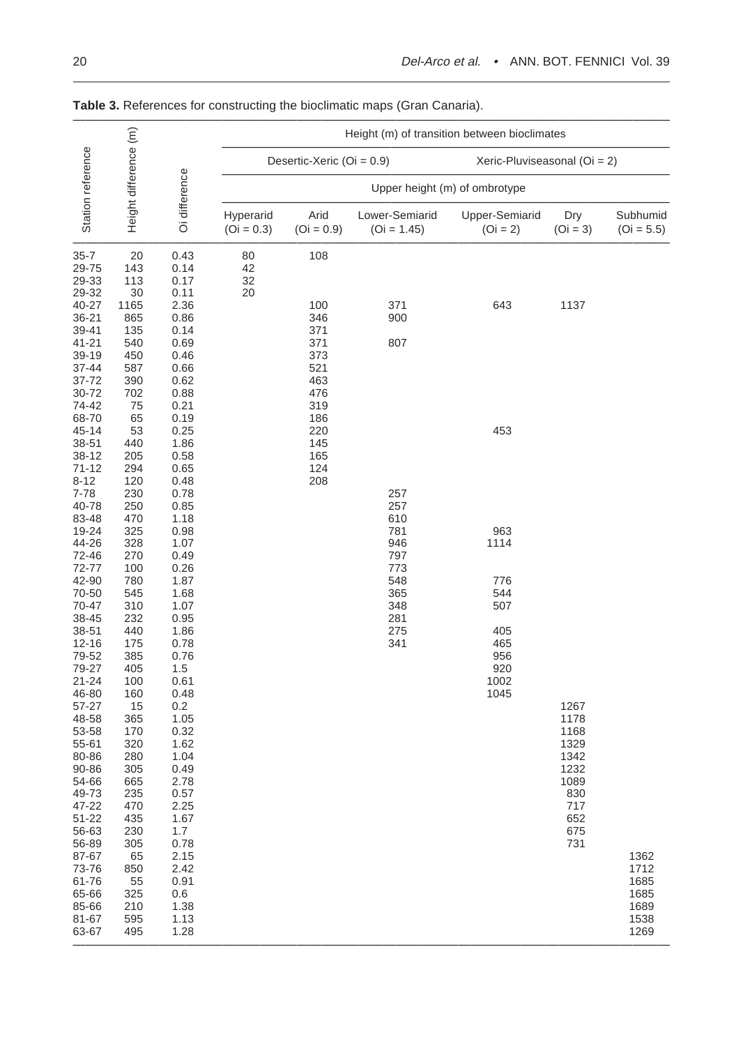**Table 3.** References for constructing the bioclimatic maps (Gran Canaria).

| Station reference | Height difference (m) | Oi difference | Height (m) of transition between bioclimates | | | | | |
|---|---|---|---|---|---|---|---|---|
| | | | Desertic-Xeric (Oi = 0.9) | | Xeric-Pluviseasonal (Oi = 2) | | | |
| | | | Upper height (m) of ombrotype | | | | | |
| | | | Hyperarid (Oi = 0.3) | Arid (Oi = 0.9) | Lower-Semiarid (Oi = 1.45) | Upper-Semiarid (Oi = 2) | Dry (Oi = 3) | Subhumid (Oi = 5.5) |
| 35-7 | 20 | 0.43 | 80 | 108 | | | | |
| 29-75 | 143 | 0.14 | 42 | | | | | |
| 29-33 | 113 | 0.17 | 32 | | | | | |
| 29-32 | 30 | 0.11 | 20 | | | | | |
| 40-27 | 1165 | 2.36 | | 100 | 371 | 643 | 1137 | |
| 36-21 | 865 | 0.86 | | 346 | 900 | | | |
| 39-41 | 135 | 0.14 | | 371 | | | | |
| 41-21 | 540 | 0.69 | | 371 | 807 | | | |
| 39-19 | 450 | 0.46 | | 373 | | | | |
| 37-44 | 587 | 0.66 | | 521 | | | | |
| 37-72 | 390 | 0.62 | | 463 | | | | |
| 30-72 | 702 | 0.88 | | 476 | | | | |
| 74-42 | 75 | 0.21 | | 319 | | | | |
| 68-70 | 65 | 0.19 | | 186 | | | | |
| 45-14 | 53 | 0.25 | | 220 | | 453 | | |
| 38-51 | 440 | 1.86 | | 145 | | | | |
| 38-12 | 205 | 0.58 | | 165 | | | | |
| 71-12 | 294 | 0.65 | | 124 | | | | |
| 8-12 | 120 | 0.48 | | 208 | | | | |
| 7-78 | 230 | 0.78 | | | 257 | | | |
| 40-78 | 250 | 0.85 | | | 257 | | | |
| 83-48 | 470 | 1.18 | | | 610 | | | |
| 19-24 | 325 | 0.98 | | | 781 | 963 | | |
| 44-26 | 328 | 1.07 | | | 946 | 1114 | | |
| 72-46 | 270 | 0.49 | | | 797 | | | |
| 72-77 | 100 | 0.26 | | | 773 | | | |
| 42-90 | 780 | 1.87 | | | 548 | 776 | | |
| 70-50 | 545 | 1.68 | | | 365 | 544 | | |
| 70-47 | 310 | 1.07 | | | 348 | 507 | | |
| 38-45 | 232 | 0.95 | | | 281 | | | |
| 38-51 | 440 | 1.86 | | | 275 | 405 | | |
| 12-16 | 175 | 0.78 | | | 341 | 465 | | |
| 79-52 | 385 | 0.76 | | | | 956 | | |
| 79-27 | 405 | 1.5 | | | | 920 | | |
| 21-24 | 100 | 0.61 | | | | 1002 | | |
| 46-80 | 160 | 0.48 | | | | 1045 | | |
| 57-27 | 15 | 0.2 | | | | | 1267 | |
| 48-58 | 365 | 1.05 | | | | | 1178 | |
| 53-58 | 170 | 0.32 | | | | | 1168 | |
| 55-61 | 320 | 1.62 | | | | | 1329 | |
| 80-86 | 280 | 1.04 | | | | | 1342 | |
| 90-86 | 305 | 0.49 | | | | | 1232 | |
| 54-66 | 665 | 2.78 | | | | | 1089 | |
| 49-73 | 235 | 0.57 | | | | | 830 | |
| 47-22 | 470 | 2.25 | | | | | 717 | |
| 51-22 | 435 | 1.67 | | | | | 652 | |
| 56-63 | 230 | 1.7 | | | | | 675 | |
| 56-89 | 305 | 0.78 | | | | | 731 | |
| 87-67 | 65 | 2.15 | | | | | | 1362 |
| 73-76 | 850 | 2.42 | | | | | | 1712 |
| 61-76 | 55 | 0.91 | | | | | | 1685 |
| 65-66 | 325 | 0.6 | | | | | | 1685 |
| 85-66 | 210 | 1.38 | | | | | | 1689 |
| 81-67 | 595 | 1.13 | | | | | | 1538 |
| 63-67 | 495 | 1.28 | | | | | | 1269 |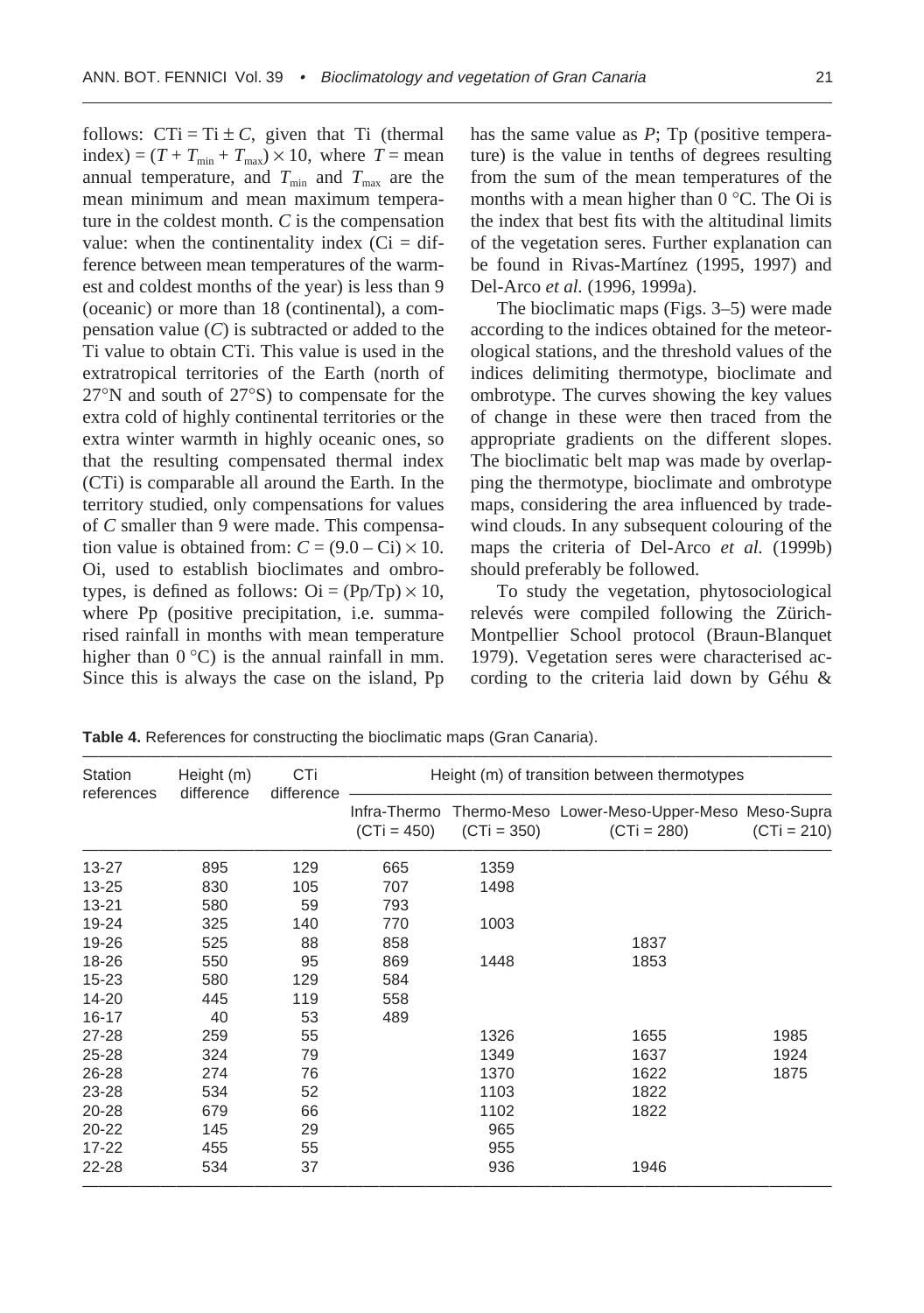follows: CTi = Ti ± $C$, given that Ti (thermal index) = $(T + T_{min} + T_{max}) \times 10$, where $T$ = mean annual temperature, and $T_{min}$ and $T_{max}$ are the mean minimum and mean maximum temperature in the coldest month. $C$ is the compensation value: when the continentality index (Ci = difference between mean temperatures of the warmest and coldest months of the year) is less than 9 (oceanic) or more than 18 (continental), a compensation value ($C$) is subtracted or added to the Ti value to obtain CTi. This value is used in the extratropical territories of the Earth (north of 27°N and south of 27°S) to compensate for the extra cold of highly continental territories or the extra winter warmth in highly oceanic ones, so that the resulting compensated thermal index (CTi) is comparable all around the Earth. In the territory studied, only compensations for values of $C$ smaller than 9 were made. This compensation value is obtained from: $C = (9.0 - \text{Ci}) \times 10$. Oi, used to establish bioclimates and ombrotypes, is defined as follows: $\text{Oi} = (\text{Pp}/\text{Tp}) \times 10$, where Pp (positive precipitation, i.e. summarised rainfall in months with mean temperature higher than 0 °C) is the annual rainfall in mm. Since this is always the case on the island, Pp has the same value as $P$; Tp (positive temperature) is the value in tenths of degrees resulting from the sum of the mean temperatures of the months with a mean higher than 0 °C. The Oi is the index that best fits with the altitudinal limits of the vegetation seres. Further explanation can be found in Rivas-Martínez (1995, 1997) and Del-Arco *et al.* (1996, 1999a).

The bioclimatic maps (Figs. 3–5) were made according to the indices obtained for the meteorological stations, and the threshold values of the indices delimiting thermotype, bioclimate and ombrotype. The curves showing the key values of change in these were then traced from the appropriate gradients on the different slopes. The bioclimatic belt map was made by overlapping the thermotype, bioclimate and ombrotype maps, considering the area influenced by tradewind clouds. In any subsequent colouring of the maps the criteria of Del-Arco *et al.* (1999b) should preferably be followed.

To study the vegetation, phytosociological relevés were compiled following the Zürich-Montpellier School protocol (Braun-Blanquet 1979). Vegetation seres were characterised according to the criteria laid down by Géhu &

**Table 4.** References for constructing the bioclimatic maps (Gran Canaria).

| Station references | Height (m) difference | CTi difference | Height (m) of transition between thermotypes | | | |
|---|---|---|---|---|---|---|
| | | | Infra-Thermo (CTi = 450) | Thermo-Meso (CTi = 350) | Lower-Meso-Upper-Meso (CTi = 280) | Meso-Supra (CTi = 210) |
| 13-27 | 895 | 129 | 665 | 1359 | | |
| 13-25 | 830 | 105 | 707 | 1498 | | |
| 13-21 | 580 | 59 | 793 | | | |
| 19-24 | 325 | 140 | 770 | 1003 | | |
| 19-26 | 525 | 88 | 858 | | 1837 | |
| 18-26 | 550 | 95 | 869 | 1448 | 1853 | |
| 15-23 | 580 | 129 | 584 | | | |
| 14-20 | 445 | 119 | 558 | | | |
| 16-17 | 40 | 53 | 489 | | | |
| 27-28 | 259 | 55 | | 1326 | 1655 | 1985 |
| 25-28 | 324 | 79 | | 1349 | 1637 | 1924 |
| 26-28 | 274 | 76 | | 1370 | 1622 | 1875 |
| 23-28 | 534 | 52 | | 1103 | 1822 | |
| 20-28 | 679 | 66 | | 1102 | 1822 | |
| 20-22 | 145 | 29 | | 965 | | |
| 17-22 | 455 | 55 | | 955 | | |
| 22-28 | 534 | 37 | | 936 | 1946 | |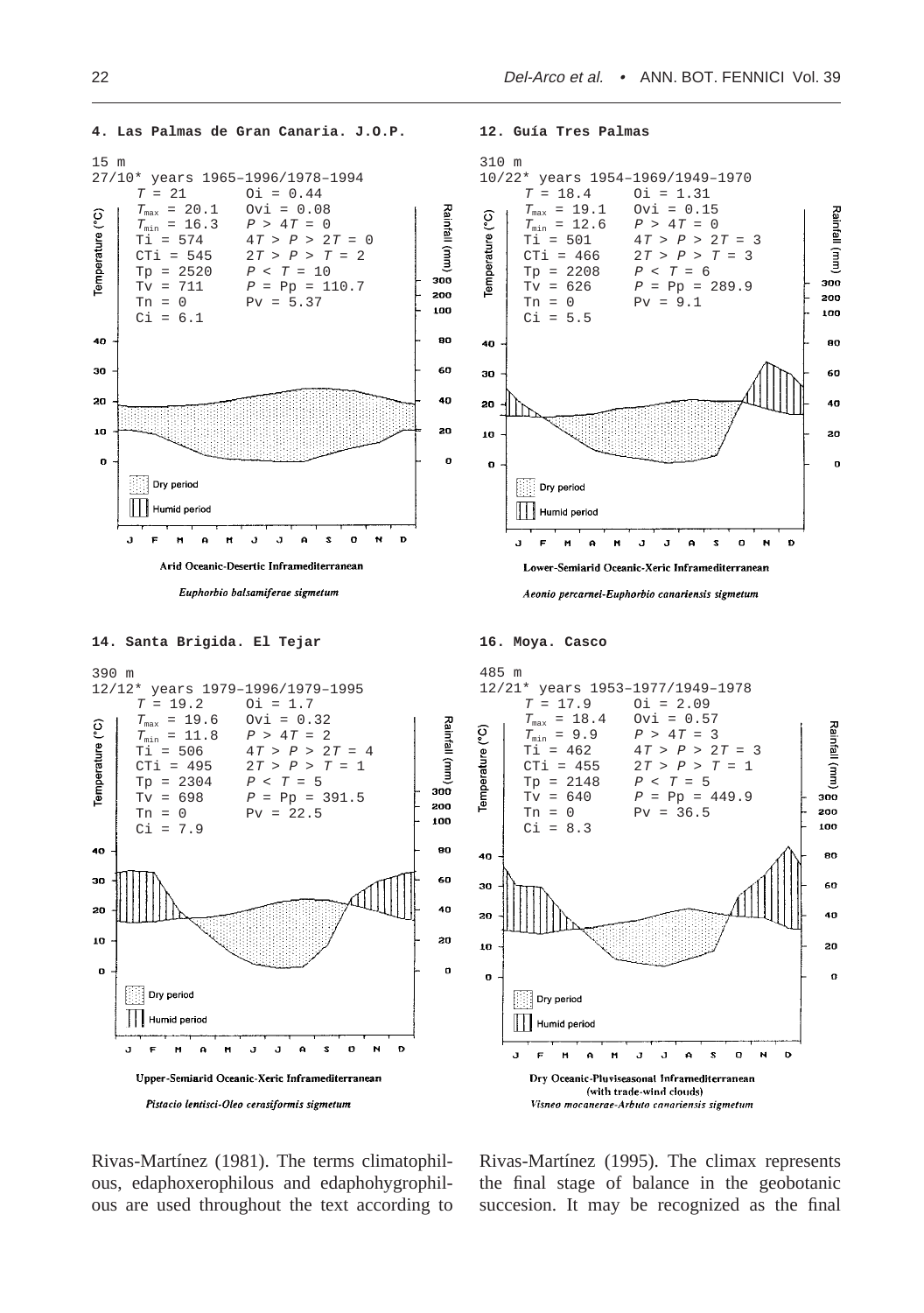**4. Las Palmas de Gran Canaria. J.O.P.**

15 m
27/10* years 1965–1996/1978–1994

| | |
|---|---|
| $T$ = 21 | Oi = 0.44 |
| $T_{max}$ = 20.1 | Ovi = 0.08 |
| $T_{min}$ = 16.3 | $P > 4T$ = 0 |
| Ti = 574 | $4T > P > 2T$ = 0 |
| CTi = 545 | $2T > P > T$ = 2 |
| Tp = 2520 | $P < T$ = 10 |
| Tv = 711 | $P$ = Pp = 110.7 |
| Tn = 0 | Pv = 5.37 |
| Ci = 6.1 | |

Arid Oceanic-Desertic Inframediterranean

*Euphorbio balsamiferae sigmetum*

**12. Guía Tres Palmas**

310 m
10/22* years 1954–1969/1949–1970

| | |
|---|---|
| $T$ = 18.4 | Oi = 1.31 |
| $T_{max}$ = 19.1 | Ovi = 0.15 |
| $T_{min}$ = 12.6 | $P > 4T$ = 0 |
| Ti = 501 | $4T > P > 2T$ = 3 |
| CTi = 466 | $2T > P > T$ = 3 |
| Tp = 2208 | $P < T$ = 6 |
| Tv = 626 | $P$ = Pp = 289.9 |
| Tn = 0 | Pv = 9.1 |
| Ci = 5.5 | |

Lower-Semiarid Oceanic-Xeric Inframediterranean

*Aeonio percarnei-Euphorbio canariensis sigmetum*

**14. Santa Brigida. El Tejar**

390 m
12/12* years 1979–1996/1979–1995

| | |
|---|---|
| $T$ = 19.2 | Oi = 1.7 |
| $T_{max}$ = 19.6 | Ovi = 0.32 |
| $T_{min}$ = 11.8 | $P > 4T$ = 2 |
| Ti = 506 | $4T > P > 2T$ = 4 |
| CTi = 495 | $2T > P > T$ = 1 |
| Tp = 2304 | $P < T$ = 5 |
| Tv = 698 | $P$ = Pp = 391.5 |
| Tn = 0 | Pv = 22.5 |
| Ci = 7.9 | |

Upper-Semiarid Oceanic-Xeric Inframediterranean

*Pistacio lentisci-Oleo cerasiformis sigmetum*

**16. Moya. Casco**

485 m
12/21* years 1953–1977/1949–1978

| | |
|---|---|
| $T$ = 17.9 | Oi = 2.09 |
| $T_{max}$ = 18.4 | Ovi = 0.57 |
| $T_{min}$ = 9.9 | $P > 4T$ = 3 |
| Ti = 462 | $4T > P > 2T$ = 3 |
| CTi = 455 | $2T > P > T$ = 1 |
| Tp = 2148 | $P < T$ = 5 |
| Tv = 640 | $P$ = Pp = 449.9 |
| Tn = 0 | Pv = 36.5 |
| Ci = 8.3 | |

Dry Oceanic-Pluviseasonal Inframediterranean (with trade-wind clouds)

*Visneo mocanerae-Arbuto canariensis sigmetum*

Rivas-Martínez (1981). The terms climatophilous, edaphoxerophilous and edaphohygrophilous are used throughout the text according to Rivas-Martínez (1995). The climax represents the final stage of balance in the geobotanic succesion. It may be recognized as the final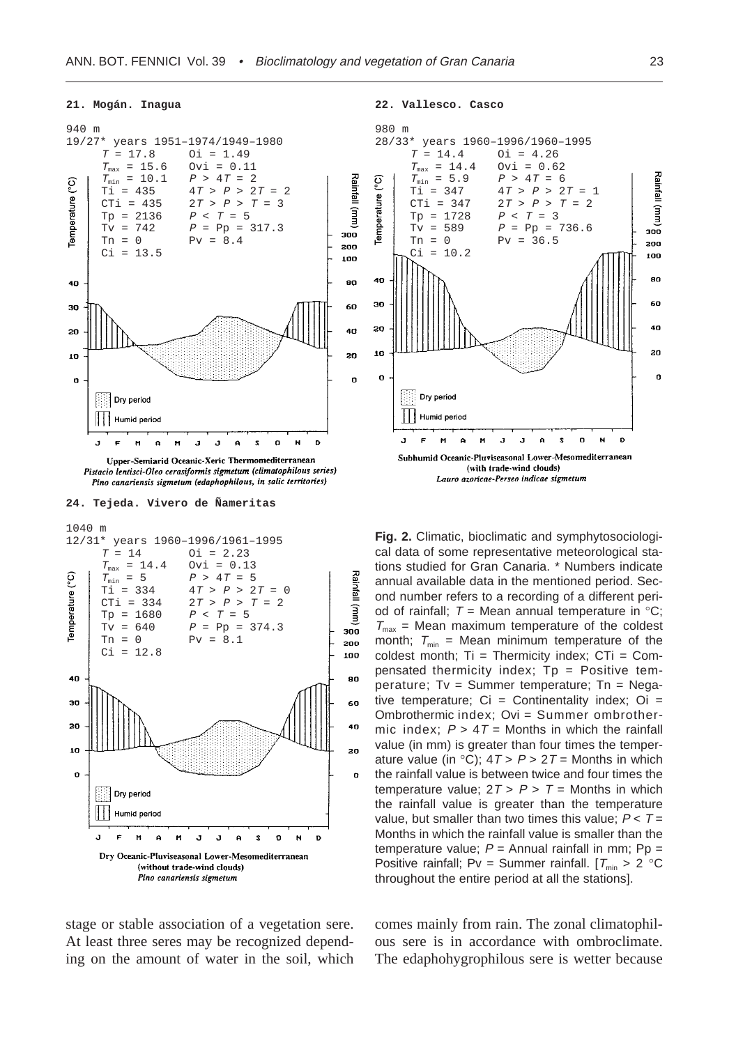**21. Mogán. Inagua**

940 m
19/27* years 1951–1974/1949–1980

| | |
|---|---|
| $T$ = 17.8 | Oi = 1.49 |
| $T_{max}$ = 15.6 | Ovi = 0.11 |
| $T_{min}$ = 10.1 | $P > 4T$ = 2 |
| Ti = 435 | $4T > P > 2T$ = 2 |
| CTi = 435 | $2T > P > T$ = 3 |
| Tp = 2136 | $P < T$ = 5 |
| Tv = 742 | $P$ = Pp = 317.3 |
| Tn = 0 | Pv = 8.4 |
| Ci = 13.5 | |

Upper-Semiarid Oceanic-Xeric Thermomediterranean
*Pistacio lentisci-Oleo cerasiformis sigmetum (climatophilous series)*
*Pino canariensis sigmetum (edaphophilous, in salic territories)*

**22. Vallesco. Casco**

980 m
28/33* years 1960–1996/1960–1995

| | |
|---|---|
| $T$ = 14.4 | Oi = 4.26 |
| $T_{max}$ = 14.4 | Ovi = 0.62 |
| $T_{min}$ = 5.9 | $P > 4T$ = 6 |
| Ti = 347 | $4T > P > 2T$ = 1 |
| CTi = 347 | $2T > P > T$ = 2 |
| Tp = 1728 | $P < T$ = 3 |
| Tv = 589 | $P$ = Pp = 736.6 |
| Tn = 0 | Pv = 36.5 |
| Ci = 10.2 | |

Subhumid Oceanic-Pluviseasonal Lower-Mesomediterranean
(with trade-wind clouds)
*Lauro azoricae-Perseo indicae sigmetum*

**24. Tejeda. Vivero de Ñameritas**

1040 m
12/31* years 1960–1996/1961–1995

| | |
|---|---|
| $T$ = 14 | Oi = 2.23 |
| $T_{max}$ = 14.4 | Ovi = 0.13 |
| $T_{min}$ = 5 | $P > 4T$ = 5 |
| Ti = 334 | $4T > P > 2T$ = 0 |
| CTi = 334 | $2T > P > T$ = 2 |
| Tp = 1680 | $P < T$ = 5 |
| Tv = 640 | $P$ = Pp = 374.3 |
| Tn = 0 | Pv = 8.1 |
| Ci = 12.8 | |

Dry Oceanic-Pluviseasonal Lower-Mesomediterranean
(without trade-wind clouds)
*Pino canariensis sigmetum*

**Fig. 2.** Climatic, bioclimatic and symphytosociological data of some representative meteorological stations studied for Gran Canaria. * Numbers indicate annual available data in the mentioned period. Second number refers to a recording of a different period of rainfall; $T$ = Mean annual temperature in °C; $T_{max}$ = Mean maximum temperature of the coldest month; $T_{min}$ = Mean minimum temperature of the coldest month; Ti = Thermicity index; CTi = Compensated thermicity index; Tp = Positive temperature; Tv = Summer temperature; Tn = Negative temperature; Ci = Continentality index; Oi = Ombrothermic index; Ovi = Summer ombrothermic index; $P > 4T$ = Months in which the rainfall value (in mm) is greater than four times the temperature value (in °C); $4T > P > 2T$ = Months in which the rainfall value is between twice and four times the temperature value; $2T > P > T$ = Months in which the rainfall value is greater than the temperature value, but smaller than two times this value; $P < T$ = Months in which the rainfall value is smaller than the temperature value; $P$ = Annual rainfall in mm; Pp = Positive rainfall; Pv = Summer rainfall. [$T_{min}$ > 2 °C throughout the entire period at all the stations].

stage or stable association of a vegetation sere. At least three seres may be recognized depending on the amount of water in the soil, which comes mainly from rain. The zonal climatophilous sere is in accordance with ombroclimate. The edaphohygrophilous sere is wetter because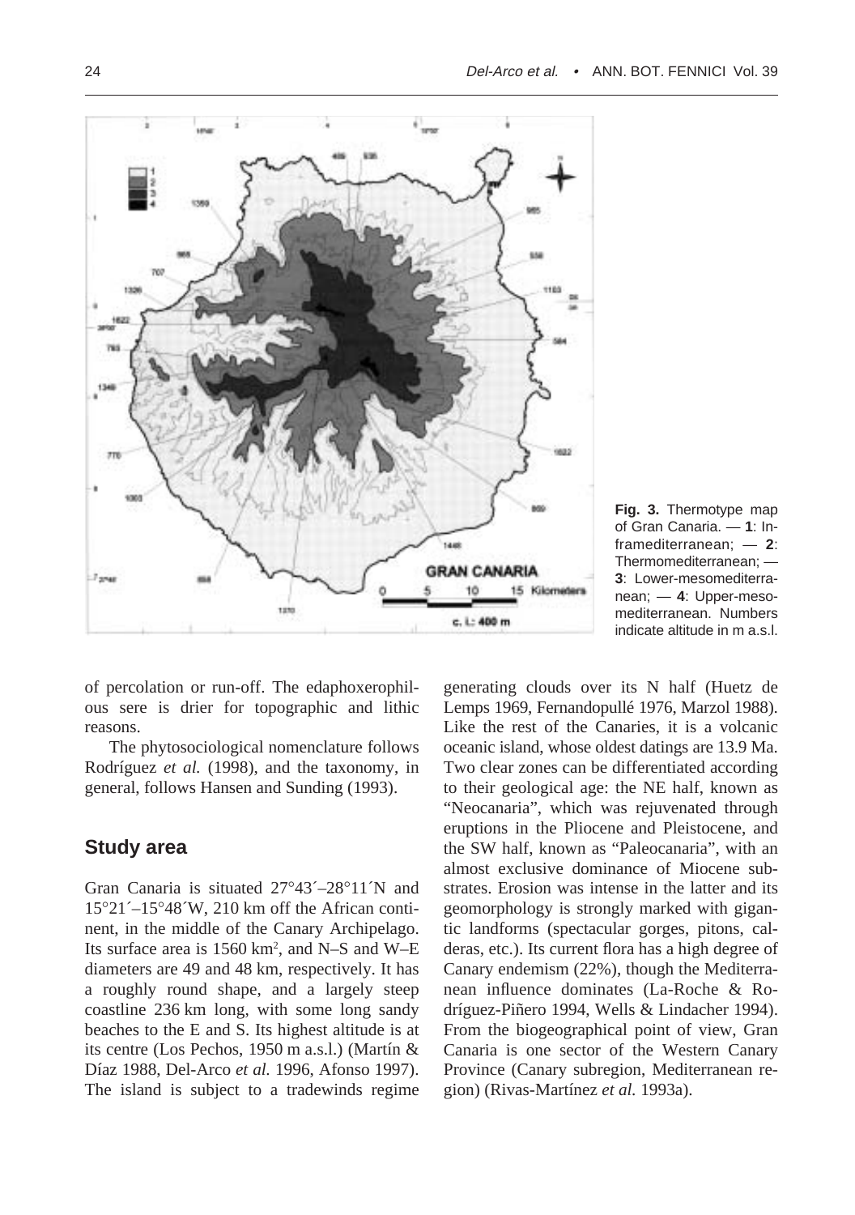**Fig. 3.** Thermotype map of Gran Canaria. — **1**: Inframediterranean; — **2**: Thermomediterranean; — **3**: Lower-mesomediterranean; — **4**: Upper-mesomediterranean. Numbers indicate altitude in m a.s.l.

of percolation or run-off. The edaphoxerophilous sere is drier for topographic and lithic reasons.

The phytosociological nomenclature follows Rodríguez *et al.* (1998), and the taxonomy, in general, follows Hansen and Sunding (1993).

## Study area

Gran Canaria is situated 27°43´–28°11´N and 15°21´–15°48´W, 210 km off the African continent, in the middle of the Canary Archipelago. Its surface area is 1560 km$^2$, and N–S and W–E diameters are 49 and 48 km, respectively. It has a roughly round shape, and a largely steep coastline 236 km long, with some long sandy beaches to the E and S. Its highest altitude is at its centre (Los Pechos, 1950 m a.s.l.) (Martín & Díaz 1988, Del-Arco *et al.* 1996, Afonso 1997). The island is subject to a tradewinds regime generating clouds over its N half (Huetz de Lemps 1969, Fernandopullé 1976, Marzol 1988). Like the rest of the Canaries, it is a volcanic oceanic island, whose oldest datings are 13.9 Ma. Two clear zones can be differentiated according to their geological age: the NE half, known as "Neocanaria", which was rejuvenated through eruptions in the Pliocene and Pleistocene, and the SW half, known as "Paleocanaria", with an almost exclusive dominance of Miocene substrates. Erosion was intense in the latter and its geomorphology is strongly marked with gigantic landforms (spectacular gorges, pitons, calderas, etc.). Its current flora has a high degree of Canary endemism (22%), though the Mediterranean influence dominates (La-Roche & Rodríguez-Piñero 1994, Wells & Lindacher 1994). From the biogeographical point of view, Gran Canaria is one sector of the Western Canary Province (Canary subregion, Mediterranean region) (Rivas-Martínez *et al.* 1993a).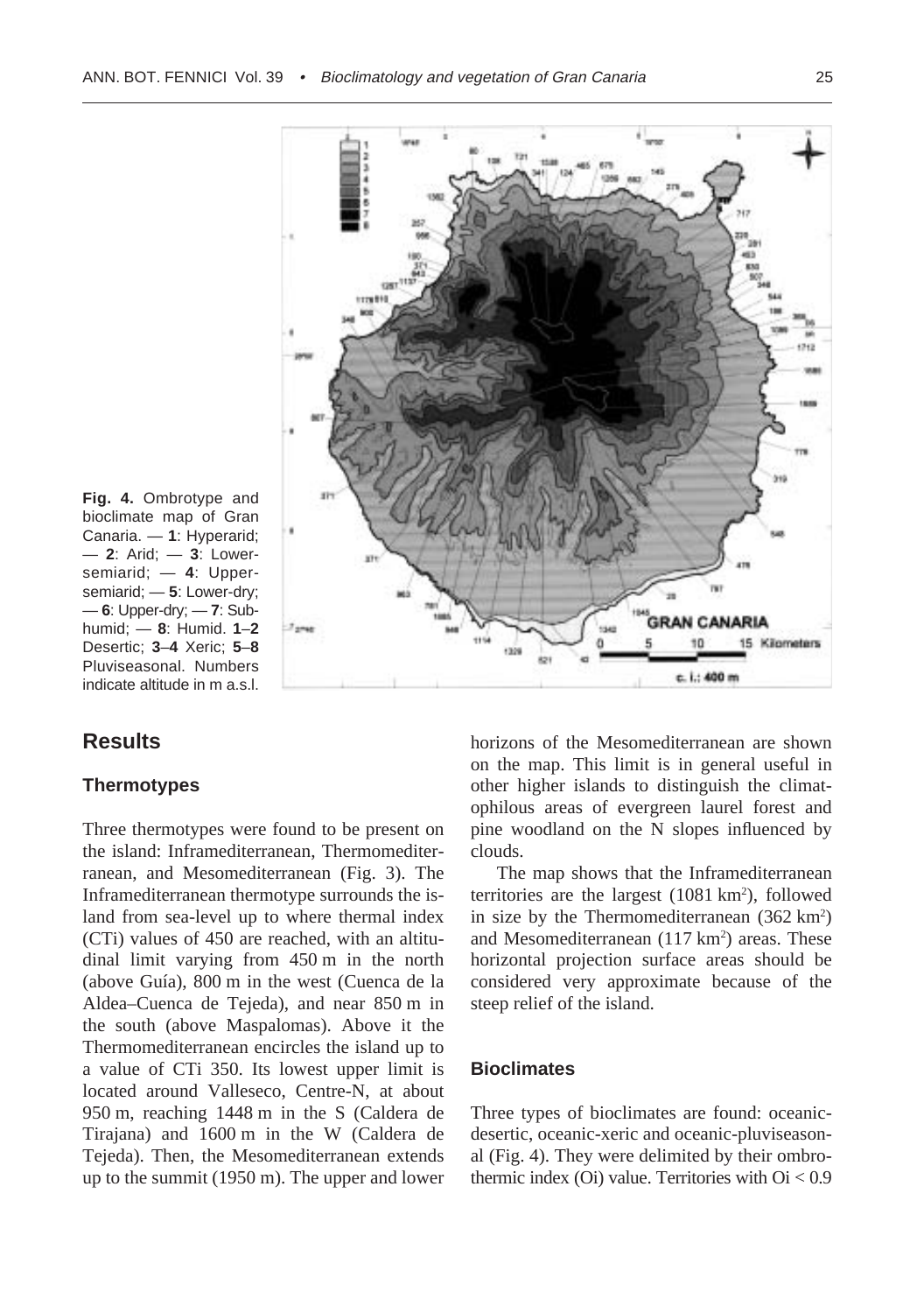**Fig. 4.** Ombrotype and bioclimate map of Gran Canaria. — **1**: Hyperarid; — **2**: Arid; — **3**: Lower-semiarid; — **4**: Upper-semiarid; — **5**: Lower-dry; — **6**: Upper-dry; — **7**: Sub-humid; — **8**: Humid. **1**–**2** Desertic; **3**–**4** Xeric; **5**–**8** Pluviseasonal. Numbers indicate altitude in m a.s.l.

## Results

### Thermotypes

Three thermotypes were found to be present on the island: Inframediterranean, Thermomediterranean, and Mesomediterranean (Fig. 3). The Inframediterranean thermotype surrounds the island from sea-level up to where thermal index (CTi) values of 450 are reached, with an altitudinal limit varying from 450 m in the north (above Guía), 800 m in the west (Cuenca de la Aldea–Cuenca de Tejeda), and near 850 m in the south (above Maspalomas). Above it the Thermomediterranean encircles the island up to a value of CTi 350. Its lowest upper limit is located around Valleseco, Centre-N, at about 950 m, reaching 1448 m in the S (Caldera de Tirajana) and 1600 m in the W (Caldera de Tejeda). Then, the Mesomediterranean extends up to the summit (1950 m). The upper and lower horizons of the Mesomediterranean are shown on the map. This limit is in general useful in other higher islands to distinguish the climatophilous areas of evergreen laurel forest and pine woodland on the N slopes influenced by clouds.

The map shows that the Inframediterranean territories are the largest (1081 km$^2$), followed in size by the Thermomediterranean (362 km$^2$) and Mesomediterranean (117 km$^2$) areas. These horizontal projection surface areas should be considered very approximate because of the steep relief of the island.

### Bioclimates

Three types of bioclimates are found: oceanic-desertic, oceanic-xeric and oceanic-pluviseasonal (Fig. 4). They were delimited by their ombrothermic index (Oi) value. Territories with Oi < 0.9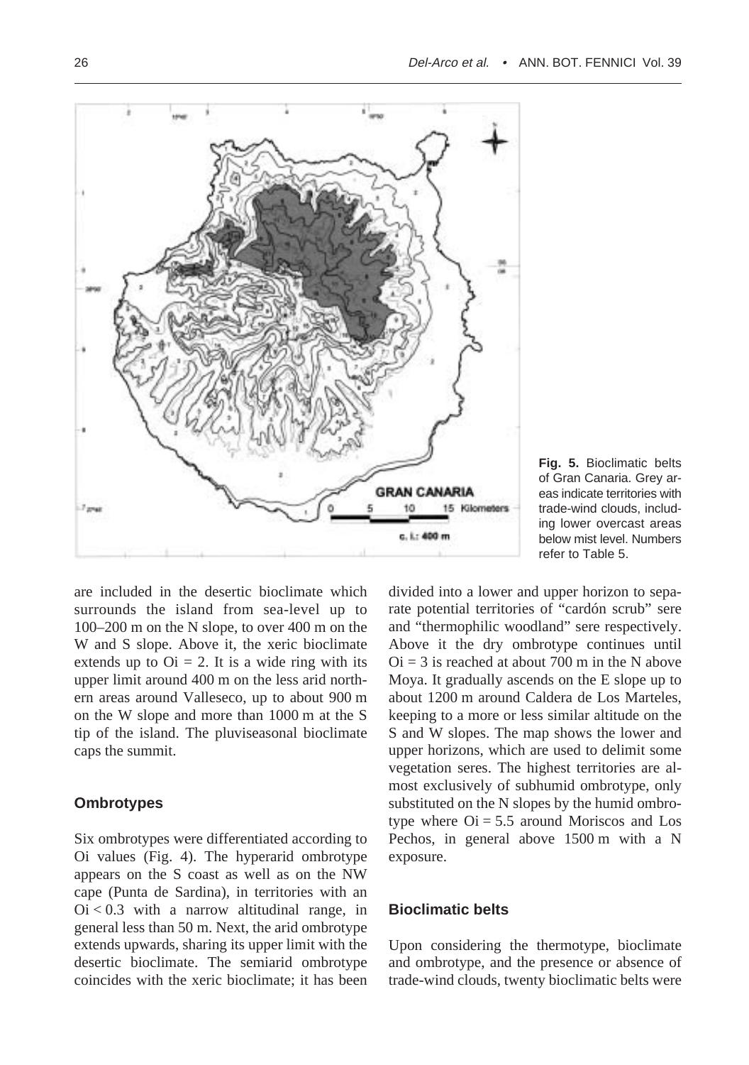**Fig. 5.** Bioclimatic belts of Gran Canaria. Grey areas indicate territories with trade-wind clouds, including lower overcast areas below mist level. Numbers refer to Table 5.

are included in the desertic bioclimate which surrounds the island from sea-level up to 100–200 m on the N slope, to over 400 m on the W and S slope. Above it, the xeric bioclimate extends up to Oi = 2. It is a wide ring with its upper limit around 400 m on the less arid northern areas around Valleseco, up to about 900 m on the W slope and more than 1000 m at the S tip of the island. The pluviseasonal bioclimate caps the summit.

### Ombrotypes

Six ombrotypes were differentiated according to Oi values (Fig. 4). The hyperarid ombrotype appears on the S coast as well as on the NW cape (Punta de Sardina), in territories with an Oi < 0.3 with a narrow altitudinal range, in general less than 50 m. Next, the arid ombrotype extends upwards, sharing its upper limit with the desertic bioclimate. The semiarid ombrotype coincides with the xeric bioclimate; it has been divided into a lower and upper horizon to separate potential territories of "cardón scrub" sere and "thermophilic woodland" sere respectively. Above it the dry ombrotype continues until Oi = 3 is reached at about 700 m in the N above Moya. It gradually ascends on the E slope up to about 1200 m around Caldera de Los Marteles, keeping to a more or less similar altitude on the S and W slopes. The map shows the lower and upper horizons, which are used to delimit some vegetation seres. The highest territories are almost exclusively of subhumid ombrotype, only substituted on the N slopes by the humid ombrotype where Oi = 5.5 around Moriscos and Los Pechos, in general above 1500 m with a N exposure.

### Bioclimatic belts

Upon considering the thermotype, bioclimate and ombrotype, and the presence or absence of trade-wind clouds, twenty bioclimatic belts were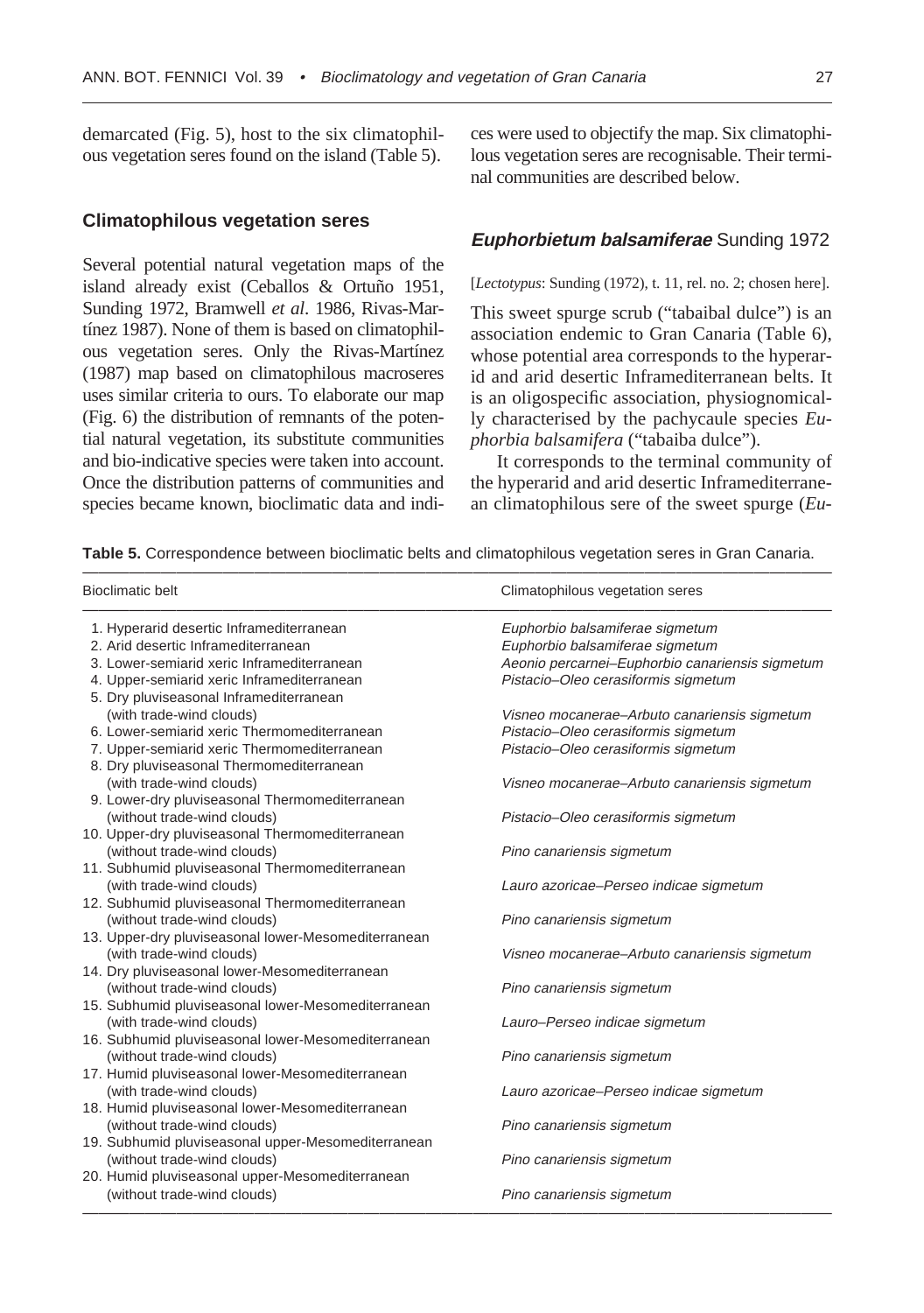demarcated (Fig. 5), host to the six climatophilous vegetation seres found on the island (Table 5).

## Climatophilous vegetation seres

Several potential natural vegetation maps of the island already exist (Ceballos & Ortuño 1951, Sunding 1972, Bramwell *et al*. 1986, Rivas-Martínez 1987). None of them is based on climatophilous vegetation seres. Only the Rivas-Martínez (1987) map based on climatophilous macroseres uses similar criteria to ours. To elaborate our map (Fig. 6) the distribution of remnants of the potential natural vegetation, its substitute communities and bio-indicative species were taken into account. Once the distribution patterns of communities and species became known, bioclimatic data and indices were used to objectify the map. Six climatophilous vegetation seres are recognisable. Their terminal communities are described below.

### *Euphorbietum balsamiferae* Sunding 1972

[*Lectotypus*: Sunding (1972), t. 11, rel. no. 2; chosen here].

This sweet spurge scrub ("tabaibal dulce") is an association endemic to Gran Canaria (Table 6), whose potential area corresponds to the hyperarid and arid desertic Inframediterranean belts. It is an oligospecific association, physiognomically characterised by the pachycaule species *Euphorbia balsamifera* ("tabaiba dulce").

It corresponds to the terminal community of the hyperarid and arid desertic Inframediterranean climatophilous sere of the sweet spurge (*Eu-*

**Table 5.** Correspondence between bioclimatic belts and climatophilous vegetation seres in Gran Canaria.

| Bioclimatic belt | Climatophilous vegetation seres |
|---|---|
| 1. Hyperarid desertic Inframediterranean | *Euphorbio balsamiferae sigmetum* |
| 2. Arid desertic Inframediterranean | *Euphorbio balsamiferae sigmetum* |
| 3. Lower-semiarid xeric Inframediterranean | *Aeonio percarnei–Euphorbio canariensis sigmetum* |
| 4. Upper-semiarid xeric Inframediterranean | *Pistacio–Oleo cerasiformis sigmetum* |
| 5. Dry pluviseasonal Inframediterranean (with trade-wind clouds) | *Visneo mocanerae–Arbuto canariensis sigmetum* |
| 6. Lower-semiarid xeric Thermomediterranean | *Pistacio–Oleo cerasiformis sigmetum* |
| 7. Upper-semiarid xeric Thermomediterranean | *Pistacio–Oleo cerasiformis sigmetum* |
| 8. Dry pluviseasonal Thermomediterranean (with trade-wind clouds) | *Visneo mocanerae–Arbuto canariensis sigmetum* |
| 9. Lower-dry pluviseasonal Thermomediterranean (without trade-wind clouds) | *Pistacio–Oleo cerasiformis sigmetum* |
| 10. Upper-dry pluviseasonal Thermomediterranean (without trade-wind clouds) | *Pino canariensis sigmetum* |
| 11. Subhumid pluviseasonal Thermomediterranean (with trade-wind clouds) | *Lauro azoricae–Perseo indicae sigmetum* |
| 12. Subhumid pluviseasonal Thermomediterranean (without trade-wind clouds) | *Pino canariensis sigmetum* |
| 13. Upper-dry pluviseasonal lower-Mesomediterranean (with trade-wind clouds) | *Visneo mocanerae–Arbuto canariensis sigmetum* |
| 14. Dry pluviseasonal lower-Mesomediterranean (without trade-wind clouds) | *Pino canariensis sigmetum* |
| 15. Subhumid pluviseasonal lower-Mesomediterranean (with trade-wind clouds) | *Lauro–Perseo indicae sigmetum* |
| 16. Subhumid pluviseasonal lower-Mesomediterranean (without trade-wind clouds) | *Pino canariensis sigmetum* |
| 17. Humid pluviseasonal lower-Mesomediterranean (with trade-wind clouds) | *Lauro azoricae–Perseo indicae sigmetum* |
| 18. Humid pluviseasonal lower-Mesomediterranean (without trade-wind clouds) | *Pino canariensis sigmetum* |
| 19. Subhumid pluviseasonal upper-Mesomediterranean (without trade-wind clouds) | *Pino canariensis sigmetum* |
| 20. Humid pluviseasonal upper-Mesomediterranean (without trade-wind clouds) | *Pino canariensis sigmetum* |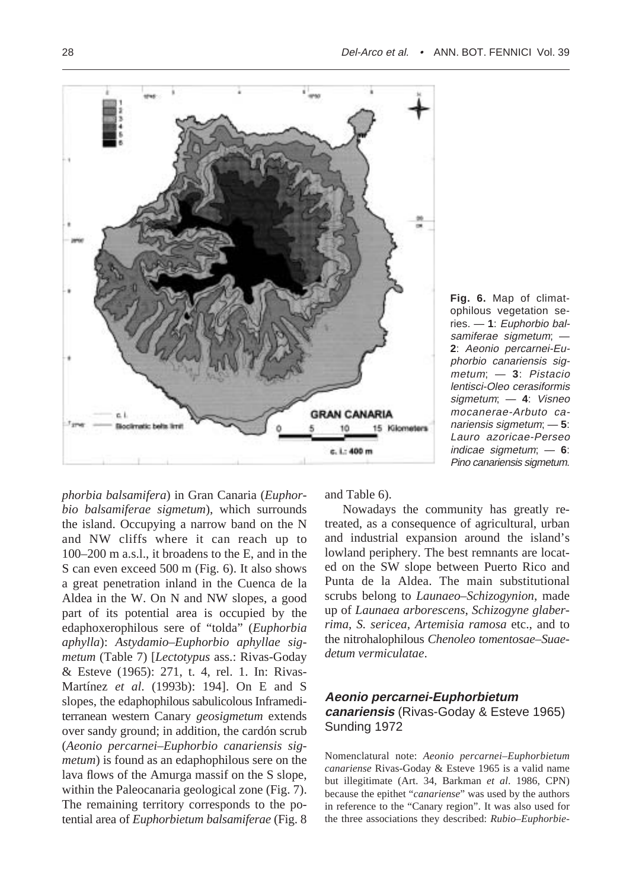**Fig. 6.** Map of climatophilous vegetation series. — **1**: *Euphorbio balsamiferae sigmetum*; — **2**: *Aeonio percarnei-Euphorbio canariensis sigmetum*; — **3**: *Pistacio lentisci-Oleo cerasiformis sigmetum*; — **4**: *Visneo mocanerae-Arbuto canariensis sigmetum*; — **5**: *Lauro azoricae-Perseo indicae sigmetum*; — **6**: *Pino canariensis sigmetum*.

*phorbia balsamifera*) in Gran Canaria (*Euphorbio balsamiferae sigmetum*), which surrounds the island. Occupying a narrow band on the N and NW cliffs where it can reach up to 100–200 m a.s.l., it broadens to the E, and in the S can even exceed 500 m (Fig. 6). It also shows a great penetration inland in the Cuenca de la Aldea in the W. On N and NW slopes, a good part of its potential area is occupied by the edaphoxerophilous sere of "tolda" (*Euphorbia aphylla*): *Astydamio–Euphorbio aphyllae sigmetum* (Table 7) [*Lectotypus* ass.: Rivas-Goday & Esteve (1965): 271, t. 4, rel. 1. In: Rivas-Martínez *et al*. (1993b): 194]. On E and S slopes, the edaphophilous sabulicolous Inframediterranean western Canary *geosigmetum* extends over sandy ground; in addition, the cardón scrub (*Aeonio percarnei–Euphorbio canariensis sigmetum*) is found as an edaphophilous sere on the lava flows of the Amurga massif on the S slope, within the Paleocanaria geological zone (Fig. 7). The remaining territory corresponds to the potential area of *Euphorbietum balsamiferae* (Fig. 8 and Table 6).

Nowadays the community has greatly retreated, as a consequence of agricultural, urban and industrial expansion around the island's lowland periphery. The best remnants are located on the SW slope between Puerto Rico and Punta de la Aldea. The main substitutional scrubs belong to *Launaeo–Schizogynion*, made up of *Launaea arborescens*, *Schizogyne glaberrima*, *S. sericea*, *Artemisia ramosa* etc., and to the nitrohalophilous *Chenoleo tomentosae–Suaedetum vermiculatae*.

## ***Aeonio percarnei-Euphorbietum canariensis*** (Rivas-Goday & Esteve 1965) Sunding 1972

Nomenclatural note: *Aeonio percarnei–Euphorbietum canariense* Rivas-Goday & Esteve 1965 is a valid name but illegitimate (Art. 34, Barkman *et al*. 1986, CPN) because the epithet "*canariense*" was used by the authors in reference to the "Canary region". It was also used for the three associations they described: *Rubio–Euphorbie-*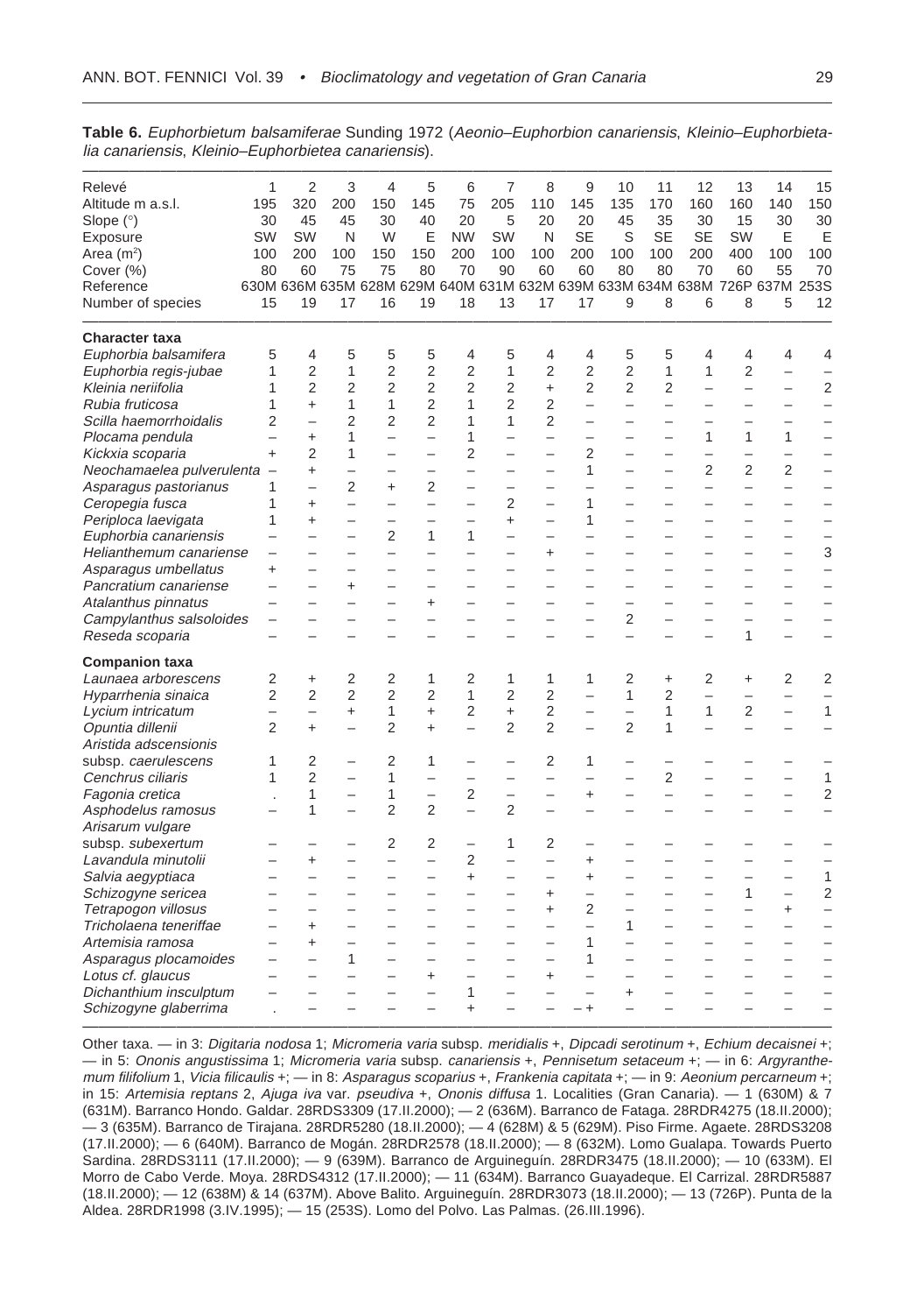**Table 6.** *Euphorbietum balsamiferae* Sunding 1972 (*Aeonio–Euphorbion canariensis*, *Kleinio–Euphorbietalia canariensis*, *Kleinio–Euphorbietea canariensis*).

| Relevé | 1 | 2 | 3 | 4 | 5 | 6 | 7 | 8 | 9 | 10 | 11 | 12 | 13 | 14 | 15 |
|---|---|---|---|---|---|---|---|---|---|---|---|---|---|---|---|
| Altitude m a.s.l. | 195 | 320 | 200 | 150 | 145 | 75 | 205 | 110 | 145 | 135 | 170 | 160 | 160 | 140 | 150 |
| Slope (°) | 30 | 45 | 45 | 30 | 40 | 20 | 5 | 20 | 20 | 45 | 35 | 30 | 15 | 30 | 30 |
| Exposure | SW | SW | N | W | E | NW | SW | N | SE | S | SE | SE | SW | E | E |
| Area (m$^2$) | 100 | 200 | 100 | 150 | 150 | 200 | 100 | 100 | 200 | 100 | 100 | 200 | 400 | 100 | 100 |
| Cover (%) | 80 | 60 | 75 | 75 | 80 | 70 | 90 | 60 | 60 | 80 | 80 | 70 | 60 | 55 | 70 |
| Reference | 630M | 636M | 635M | 628M | 629M | 640M | 631M | 632M | 639M | 633M | 634M | 638M | 726P | 637M | 253S |
| Number of species | 15 | 19 | 17 | 16 | 19 | 18 | 13 | 17 | 17 | 9 | 8 | 6 | 8 | 5 | 12 |
| **Character taxa** | | | | | | | | | | | | | | | |
| *Euphorbia balsamifera* | 5 | 4 | 5 | 5 | 5 | 4 | 5 | 4 | 4 | 5 | 5 | 4 | 4 | 4 | 4 |
| *Euphorbia regis-jubae* | 1 | 2 | 1 | 2 | 2 | 2 | 1 | 2 | 2 | 2 | 1 | 1 | 2 | – | – |
| *Kleinia neriifolia* | 1 | 2 | 2 | 2 | 2 | 2 | 2 | + | 2 | 2 | 2 | – | – | – | 2 |
| *Rubia fruticosa* | 1 | + | 1 | 1 | 2 | 1 | 2 | 2 | – | – | – | – | – | – | – |
| *Scilla haemorrhoidalis* | 2 | – | 2 | 2 | 2 | 1 | 1 | 2 | – | – | – | – | – | – | – |
| *Plocama pendula* | – | + | 1 | – | – | 1 | – | – | – | – | – | 1 | 1 | 1 | – |
| *Kickxia scoparia* | + | 2 | 1 | – | – | 2 | – | – | 2 | – | – | – | – | – | – |
| *Neochamaelea pulverulenta* | – | + | – | – | – | – | – | – | 1 | – | – | 2 | 2 | 2 | – |
| *Asparagus pastorianus* | 1 | – | 2 | + | 2 | – | – | – | – | – | – | – | – | – | – |
| *Ceropegia fusca* | 1 | + | – | – | – | – | 2 | – | 1 | – | – | – | – | – | – |
| *Periploca laevigata* | 1 | + | – | – | – | – | + | – | 1 | – | – | – | – | – | – |
| *Euphorbia canariensis* | – | – | – | 2 | 1 | 1 | – | – | – | – | – | – | – | – | – |
| *Helianthemum canariense* | – | – | – | – | – | – | – | + | – | – | – | – | – | – | 3 |
| *Asparagus umbellatus* | + | – | – | – | – | – | – | – | – | – | – | – | – | – | – |
| *Pancratium canariense* | – | – | + | – | – | – | – | – | – | – | – | – | – | – | – |
| *Atalanthus pinnatus* | – | – | – | – | + | – | – | – | – | – | – | – | – | – | – |
| *Campylanthus salsoloides* | – | – | – | – | – | – | – | – | – | 2 | – | – | – | – | – |
| *Reseda scoparia* | – | – | – | – | – | – | – | – | – | – | – | – | 1 | – | – |
| **Companion taxa** | | | | | | | | | | | | | | | |
| *Launaea arborescens* | 2 | + | 2 | 2 | 1 | 2 | 1 | 1 | 1 | 2 | + | 2 | + | 2 | 2 |
| *Hyparrhenia sinaica* | 2 | 2 | 2 | 2 | 2 | 1 | 2 | 2 | – | 1 | 2 | – | – | – | – |
| *Lycium intricatum* | – | – | + | 1 | + | 2 | + | 2 | – | – | 1 | 1 | 2 | – | 1 |
| *Opuntia dillenii* | 2 | + | – | 2 | + | – | 2 | 2 | – | 2 | 1 | – | – | – | – |
| *Aristida adscensionis* subsp. *caerulescens* | 1 | 2 | – | 2 | 1 | – | – | 2 | 1 | – | – | – | – | – | – |
| *Cenchrus ciliaris* | 1 | 2 | – | 1 | – | – | – | – | – | – | 2 | – | – | – | 1 |
| *Fagonia cretica* | . | 1 | – | 1 | – | 2 | – | – | + | – | – | – | – | – | 2 |
| *Asphodelus ramosus* | – | 1 | – | 2 | 2 | – | 2 | – | – | – | – | – | – | – | – |
| *Arisarum vulgare* subsp. *subexertum* | – | – | – | 2 | 2 | – | 1 | 2 | – | – | – | – | – | – | – |
| *Lavandula minutolii* | – | + | – | – | – | 2 | – | – | + | – | – | – | – | – | – |
| *Salvia aegyptiaca* | – | – | – | – | – | + | – | – | + | – | – | – | – | – | 1 |
| *Schizogyne sericea* | – | – | – | – | – | – | – | + | – | – | – | – | 1 | – | 2 |
| *Tetrapogon villosus* | – | – | – | – | – | – | – | + | 2 | – | – | – | – | + | – |
| *Tricholaena teneriffae* | – | + | – | – | – | – | – | – | – | 1 | – | – | – | – | – |
| *Artemisia ramosa* | – | + | – | – | – | – | – | – | 1 | – | – | – | – | – | – |
| *Asparagus plocamoides* | – | – | 1 | – | – | – | – | – | 1 | – | – | – | – | – | – |
| *Lotus* cf. *glaucus* | – | – | – | – | + | – | – | + | – | – | – | – | – | – | – |
| *Dichanthium insculptum* | – | – | – | – | – | 1 | – | – | – | + | – | – | – | – | – |
| *Schizogyne glaberrima* | . | – | – | – | – | + | – | – | – + | – | – | – | – | – | – |

Other taxa. — in 3: *Digitaria nodosa* 1; *Micromeria varia* subsp. *meridialis* +, *Dipcadi serotinum* +, *Echium decaisnei* +; — in 5: *Ononis angustissima* 1; *Micromeria varia* subsp. *canariensis* +, *Pennisetum setaceum* +; — in 6: *Argyranthemum filifolium* 1, *Vicia filicaulis* +; — in 8: *Asparagus scoparius* +, *Frankenia capitata* +; — in 9: *Aeonium percarneum* +; in 15: *Artemisia reptans* 2, *Ajuga iva* var. *pseudiva* +, *Ononis diffusa* 1. Localities (Gran Canaria). — 1 (630M) & 7 (631M). Barranco Hondo. Galdar. 28RDS3309 (17.II.2000); — 2 (636M). Barranco de Fataga. 28RDR4275 (18.II.2000); — 3 (635M). Barranco de Tirajana. 28RDR5280 (18.II.2000); — 4 (628M) & 5 (629M). Piso Firme. Agaete. 28RDS3208 (17.II.2000); — 6 (640M). Barranco de Mogán. 28RDR2578 (18.II.2000); — 8 (632M). Lomo Gualapa. Towards Puerto Sardina. 28RDS3111 (17.II.2000); — 9 (639M). Barranco de Arguineguín. 28RDR3475 (18.II.2000); — 10 (633M). El Morro de Cabo Verde. Moya. 28RDS4312 (17.II.2000); — 11 (634M). Barranco Guayadeque. El Carrizal. 28RDR5887 (18.II.2000); — 12 (638M) & 14 (637M). Above Balito. Arguineguín. 28RDR3073 (18.II.2000); — 13 (726P). Punta de la Aldea. 28RDR1998 (3.IV.1995); — 15 (253S). Lomo del Polvo. Las Palmas. (26.III.1996).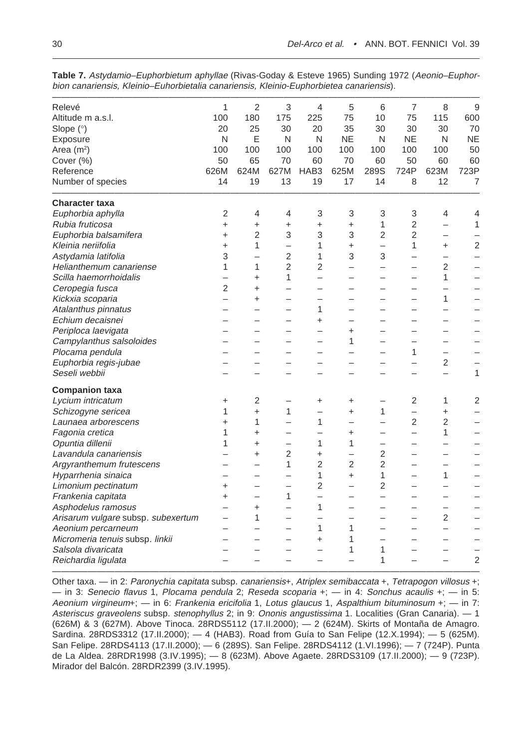**Table 7.** *Astydamio–Euphorbietum aphyllae* (Rivas-Goday & Esteve 1965) Sunding 1972 (*Aeonio–Euphorbion canariensis, Kleinio–Euhorbietalia canariensis, Kleinio-Euphorbietea canariensis*).

| Relevé | 1 | 2 | 3 | 4 | 5 | 6 | 7 | 8 | 9 |
|---|---|---|---|---|---|---|---|---|---|
| Altitude m a.s.l. | 100 | 180 | 175 | 225 | 75 | 10 | 75 | 115 | 600 |
| Slope (°) | 20 | 25 | 30 | 20 | 35 | 30 | 30 | 30 | 70 |
| Exposure | N | E | N | N | NE | N | NE | N | NE |
| Area ($m^2$) | 100 | 100 | 100 | 100 | 100 | 100 | 100 | 100 | 50 |
| Cover (%) | 50 | 65 | 70 | 60 | 70 | 60 | 50 | 60 | 60 |
| Reference | 626M | 624M | 627M | HAB3 | 625M | 289S | 724P | 623M | 723P |
| Number of species | 14 | 19 | 13 | 19 | 17 | 14 | 8 | 12 | 7 |
| **Character taxa** | | | | | | | | | |
| *Euphorbia aphylla* | 2 | 4 | 4 | 3 | 3 | 3 | 3 | 4 | 4 |
| *Rubia fruticosa* | + | + | + | + | + | 1 | 2 | – | 1 |
| *Euphorbia balsamifera* | + | 2 | 3 | 3 | 3 | 2 | 2 | – | – |
| *Kleinia neriifolia* | + | 1 | – | 1 | + | – | 1 | + | 2 |
| *Astydamia latifolia* | 3 | – | 2 | 1 | 3 | 3 | – | – | – |
| *Helianthemum canariense* | 1 | 1 | 2 | 2 | – | – | – | 2 | – |
| *Scilla haemorrhoidalis* | – | + | 1 | – | – | – | – | 1 | – |
| *Ceropegia fusca* | 2 | + | – | – | – | – | – | – | – |
| *Kickxia scoparia* | – | + | – | – | – | – | – | 1 | – |
| *Atalanthus pinnatus* | – | – | – | 1 | – | – | – | – | – |
| *Echium decaisnei* | – | – | – | + | – | – | – | – | – |
| *Periploca laevigata* | – | – | – | – | + | – | – | – | – |
| *Campylanthus salsoloides* | – | – | – | – | 1 | – | – | – | – |
| *Plocama pendula* | – | – | – | – | – | – | 1 | – | – |
| *Euphorbia regis-jubae* | – | – | – | – | – | – | – | 2 | – |
| *Seseli webbii* | – | – | – | – | – | – | – | – | 1 |
| **Companion taxa** | | | | | | | | | |
| *Lycium intricatum* | + | 2 | – | + | + | – | 2 | 1 | 2 |
| *Schizogyne sericea* | 1 | + | 1 | – | + | 1 | – | + | – |
| *Launaea arborescens* | + | 1 | – | 1 | – | – | 2 | 2 | – |
| *Fagonia cretica* | 1 | + | – | – | + | – | – | 1 | – |
| *Opuntia dillenii* | 1 | + | – | 1 | 1 | – | – | – | – |
| *Lavandula canariensis* | – | + | 2 | + | – | 2 | – | – | – |
| *Argyranthemum frutescens* | – | – | 1 | 2 | 2 | 2 | – | – | – |
| *Hyparrhenia sinaica* | – | – | – | 1 | + | 1 | – | 1 | – |
| *Limonium pectinatum* | + | – | – | 2 | – | 2 | – | – | – |
| *Frankenia capitata* | + | – | 1 | – | – | – | – | – | – |
| *Asphodelus ramosus* | – | + | – | 1 | – | – | – | – | – |
| *Arisarum vulgare* subsp. *subexertum* | – | 1 | – | – | – | – | – | 2 | – |
| *Aeonium percarneum* | – | – | – | 1 | 1 | – | – | – | – |
| *Micromeria tenuis* subsp. *linkii* | – | – | – | + | 1 | – | – | – | – |
| *Salsola divaricata* | – | – | – | – | 1 | 1 | – | – | – |
| *Reichardia ligulata* | – | – | – | – | – | 1 | – | – | 2 |

Other taxa. — in 2: *Paronychia capitata* subsp. *canariensis*+, *Atriplex semibaccata* +, *Tetrapogon villosus* +; — in 3: *Senecio flavus* 1, *Plocama pendula* 2; *Reseda scoparia* +; — in 4: *Sonchus acaulis* +; — in 5: *Aeonium virgineum*+; — in 6: *Frankenia ericifolia* 1, *Lotus glaucus* 1, *Aspalthium bituminosum* +; — in 7: *Asteriscus graveolens* subsp. *stenophyllus* 2; in 9: *Ononis angustissima* 1. Localities (Gran Canaria). — 1 (626M) & 3 (627M). Above Tinoca. 28RDS5112 (17.II.2000); — 2 (624M). Skirts of Montaña de Amagro. Sardina. 28RDS3312 (17.II.2000); — 4 (HAB3). Road from Guía to San Felipe (12.X.1994); — 5 (625M). San Felipe. 28RDS4113 (17.II.2000); — 6 (289S). San Felipe. 28RDS4112 (1.VI.1996); — 7 (724P). Punta de La Aldea. 28RDR1998 (3.IV.1995); — 8 (623M). Above Agaete. 28RDS3109 (17.II.2000); — 9 (723P). Mirador del Balcón. 28RDR2399 (3.IV.1995).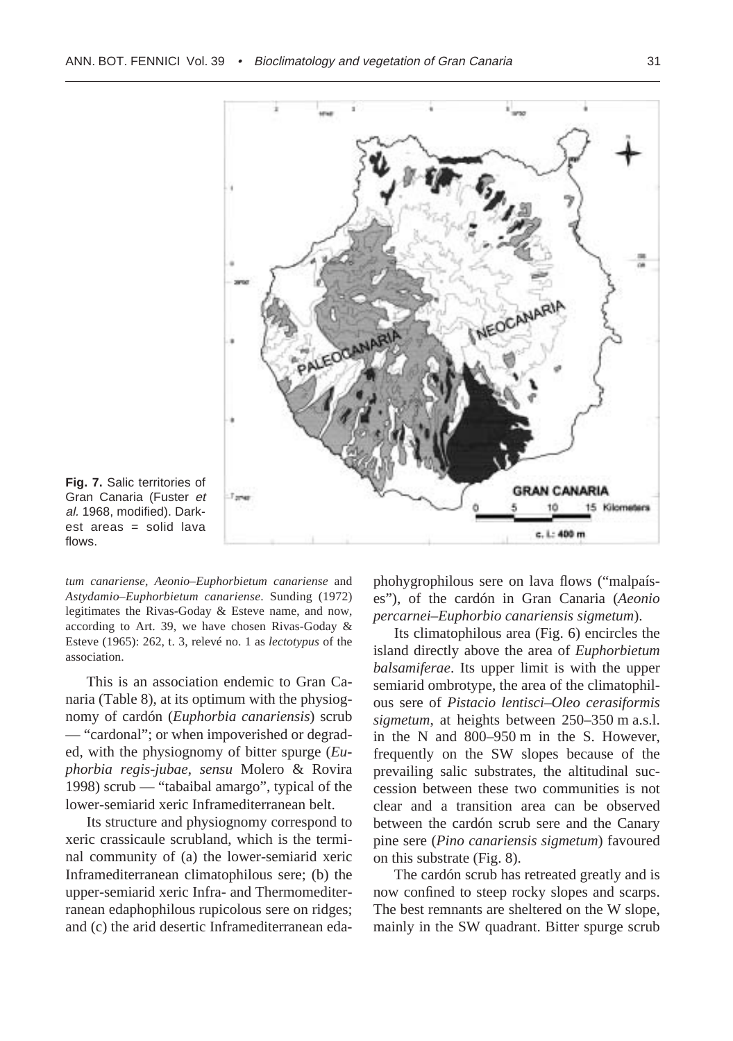**Fig. 7.** Salic territories of Gran Canaria (Fuster *et al.* 1968, modified). Darkest areas = solid lava flows.

*tum canariense*, *Aeonio–Euphorbietum canariense* and *Astydamio–Euphorbietum canariense*. Sunding (1972) legitimates the Rivas-Goday & Esteve name, and now, according to Art. 39, we have chosen Rivas-Goday & Esteve (1965): 262, t. 3, relevé no. 1 as *lectotypus* of the association.

This is an association endemic to Gran Canaria (Table 8), at its optimum with the physiognomy of cardón (*Euphorbia canariensis*) scrub — "cardonal"; or when impoverished or degraded, with the physiognomy of bitter spurge (*Euphorbia regis-jubae*, *sensu* Molero & Rovira 1998) scrub — "tabaibal amargo", typical of the lower-semiarid xeric Inframediterranean belt.

Its structure and physiognomy correspond to xeric crassicaule scrubland, which is the terminal community of (a) the lower-semiarid xeric Inframediterranean climatophilous sere; (b) the upper-semiarid xeric Infra- and Thermomediterranean edaphophilous rupicolous sere on ridges; and (c) the arid desertic Inframediterranean edaphohygrophilous sere on lava flows ("malpaíses"), of the cardón in Gran Canaria (*Aeonio percarnei–Euphorbio canariensis sigmetum*).

Its climatophilous area (Fig. 6) encircles the island directly above the area of *Euphorbietum balsamiferae*. Its upper limit is with the upper semiarid ombrotype, the area of the climatophilous sere of *Pistacio lentisci–Oleo cerasiformis sigmetum*, at heights between 250–350 m a.s.l. in the N and 800–950 m in the S. However, frequently on the SW slopes because of the prevailing salic substrates, the altitudinal succession between these two communities is not clear and a transition area can be observed between the cardón scrub sere and the Canary pine sere (*Pino canariensis sigmetum*) favoured on this substrate (Fig. 8).

The cardón scrub has retreated greatly and is now confined to steep rocky slopes and scarps. The best remnants are sheltered on the W slope, mainly in the SW quadrant. Bitter spurge scrub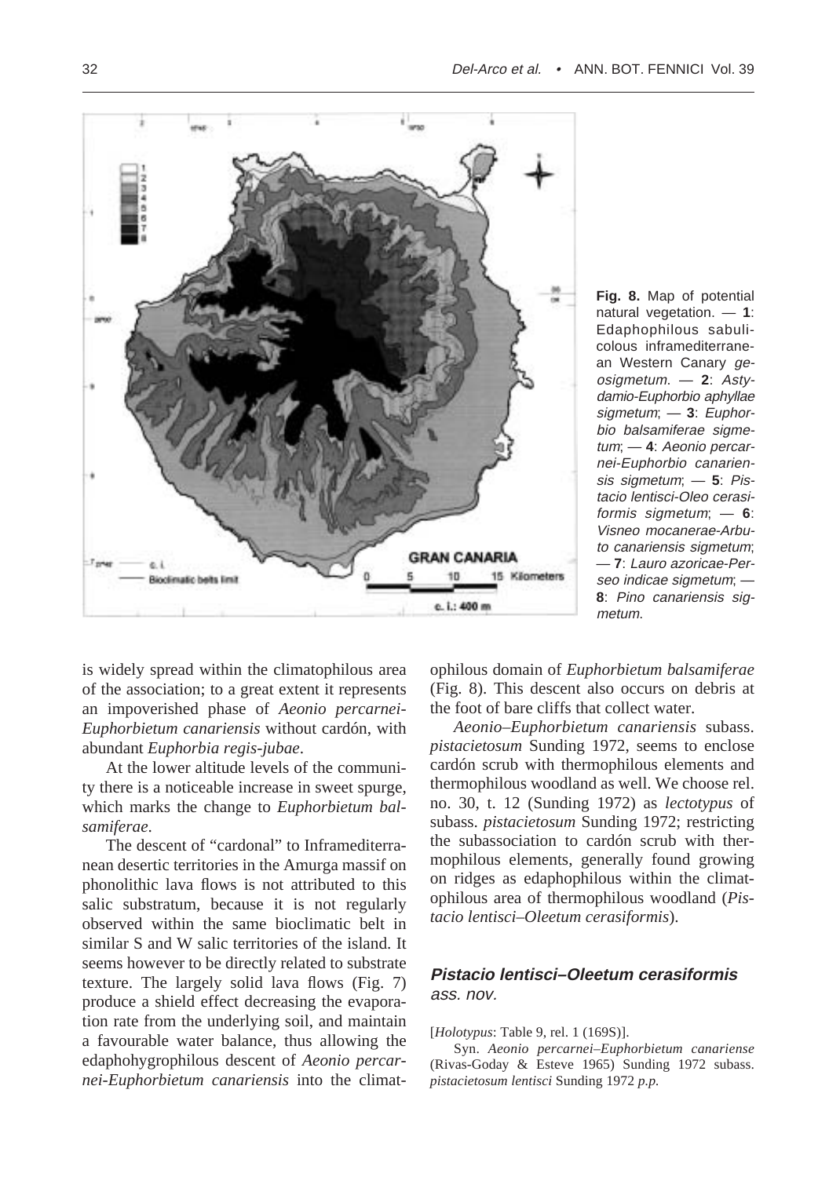**Fig. 8.** Map of potential natural vegetation. — **1**: Edaphophilous sabulicolous inframediterranean Western Canary *geosigmetum*. — **2**: *Astydamio-Euphorbio aphyllae sigmetum*; — **3**: *Euphorbio balsamiferae sigmetum*; — **4**: *Aeonio percarnei-Euphorbio canariensis sigmetum*; — **5**: *Pistacio lentisci-Oleo cerasiformis sigmetum*; — **6**: *Visneo mocanerae-Arbuto canariensis sigmetum*; — **7**: *Lauro azoricae-Perseo indicae sigmetum*; — **8**: *Pino canariensis sigmetum*.

is widely spread within the climatophilous area of the association; to a great extent it represents an impoverished phase of *Aeonio percarnei-Euphorbietum canariensis* without cardón, with abundant *Euphorbia regis-jubae*.

At the lower altitude levels of the community there is a noticeable increase in sweet spurge, which marks the change to *Euphorbietum balsamiferae*.

The descent of "cardonal" to Inframediterranean desertic territories in the Amurga massif on phonolithic lava flows is not attributed to this salic substratum, because it is not regularly observed within the same bioclimatic belt in similar S and W salic territories of the island. It seems however to be directly related to substrate texture. The largely solid lava flows (Fig. 7) produce a shield effect decreasing the evaporation rate from the underlying soil, and maintain a favourable water balance, thus allowing the edaphohygrophilous descent of *Aeonio percarnei-Euphorbietum canariensis* into the climatophilous domain of *Euphorbietum balsamiferae* (Fig. 8). This descent also occurs on debris at the foot of bare cliffs that collect water.

*Aeonio–Euphorbietum canariensis* subass. *pistacietosum* Sunding 1972, seems to enclose cardón scrub with thermophilous elements and thermophilous woodland as well. We choose rel. no. 30, t. 12 (Sunding 1972) as *lectotypus* of subass. *pistacietosum* Sunding 1972; restricting the subassociation to cardón scrub with thermophilous elements, generally found growing on ridges as edaphophilous within the climatophilous area of thermophilous woodland (*Pistacio lentisci–Oleetum cerasiformis*).

### *Pistacio lentisci–Oleetum cerasiformis* ass. nov.

[*Holotypus*: Table 9, rel. 1 (169S)].

Syn. *Aeonio percarnei–Euphorbietum canariense* (Rivas-Goday & Esteve 1965) Sunding 1972 subass. *pistacietosum lentisci* Sunding 1972 *p.p.*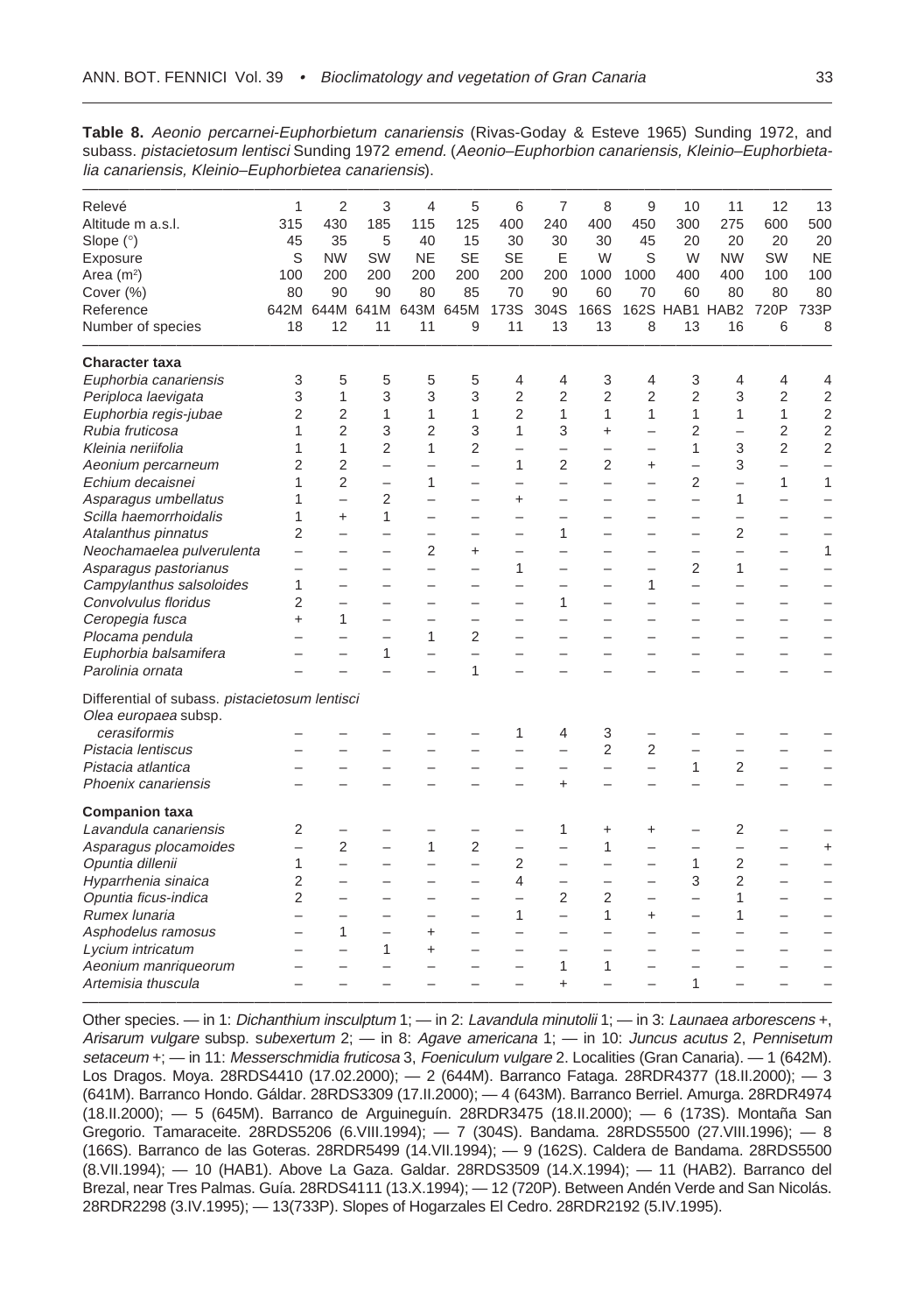**Table 8.** *Aeonio percarnei-Euphorbietum canariensis* (Rivas-Goday & Esteve 1965) Sunding 1972, and subass. *pistacietosum lentisci* Sunding 1972 *emend.* (*Aeonio–Euphorbion canariensis, Kleinio–Euphorbietalia canariensis, Kleinio–Euphorbietea canariensis*).

| Relevé | 1 | 2 | 3 | 4 | 5 | 6 | 7 | 8 | 9 | 10 | 11 | 12 | 13 |
|---|---|---|---|---|---|---|---|---|---|---|---|---|---|
| Altitude m a.s.l. | 315 | 430 | 185 | 115 | 125 | 400 | 240 | 400 | 450 | 300 | 275 | 600 | 500 |
| Slope (°) | 45 | 35 | 5 | 40 | 15 | 30 | 30 | 30 | 45 | 20 | 20 | 20 | 20 |
| Exposure | S | NW | SW | NE | SE | SE | E | W | S | W | NW | SW | NE |
| Area (m²) | 100 | 200 | 200 | 200 | 200 | 200 | 200 | 1000 | 1000 | 400 | 400 | 100 | 100 |
| Cover (%) | 80 | 90 | 90 | 80 | 85 | 70 | 90 | 60 | 70 | 60 | 80 | 80 | 80 |
| Reference | 642M | 644M | 641M | 643M | 645M | 173S | 304S | 166S | 162S | HAB1 | HAB2 | 720P | 733P |
| Number of species | 18 | 12 | 11 | 11 | 9 | 11 | 13 | 13 | 8 | 13 | 16 | 6 | 8 |
| **Character taxa** | | | | | | | | | | | | | |
| *Euphorbia canariensis* | 3 | 5 | 5 | 5 | 5 | 4 | 4 | 3 | 4 | 3 | 4 | 4 | 4 |
| *Periploca laevigata* | 3 | 1 | 3 | 3 | 3 | 2 | 2 | 2 | 2 | 2 | 3 | 2 | 2 |
| *Euphorbia regis-jubae* | 2 | 2 | 1 | 1 | 1 | 2 | 1 | 1 | 1 | 1 | 1 | 1 | 2 |
| *Rubia fruticosa* | 1 | 2 | 3 | 2 | 3 | 1 | 3 | + | – | 2 | – | 2 | 2 |
| *Kleinia neriifolia* | 1 | 1 | 2 | 1 | 2 | – | – | – | – | 1 | 3 | 2 | 2 |
| *Aeonium percarneum* | 2 | 2 | – | – | – | 1 | 2 | 2 | + | – | 3 | – | – |
| *Echium decaisnei* | 1 | 2 | – | 1 | – | – | – | – | – | 2 | – | 1 | 1 |
| *Asparagus umbellatus* | 1 | – | 2 | – | – | + | – | – | – | – | 1 | – | – |
| *Scilla haemorrhoidalis* | 1 | + | 1 | – | – | – | – | – | – | – | – | – | – |
| *Atalanthus pinnatus* | 2 | – | – | – | – | – | 1 | – | – | – | 2 | – | – |
| *Neochamaelea pulverulenta* | – | – | – | 2 | + | – | – | – | – | – | – | – | 1 |
| *Asparagus pastorianus* | – | – | – | – | – | 1 | – | – | – | 2 | 1 | – | – |
| *Campylanthus salsoloides* | 1 | – | – | – | – | – | – | – | 1 | – | – | – | – |
| *Convolvulus floridus* | 2 | – | – | – | – | – | 1 | – | – | – | – | – | – |
| *Ceropegia fusca* | + | 1 | – | – | – | – | – | – | – | – | – | – | – |
| *Plocama pendula* | – | – | – | 1 | 2 | – | – | – | – | – | – | – | – |
| *Euphorbia balsamifera* | – | – | 1 | – | – | – | – | – | – | – | – | – | – |
| *Parolinia ornata* | – | – | – | – | 1 | – | – | – | – | – | – | – | – |
| Differential of subass. *pistacietosum lentisci* | | | | | | | | | | | | | |
| *Olea europaea* subsp. *cerasiformis* | – | – | – | – | – | 1 | 4 | 3 | – | – | – | – | – |
| *Pistacia lentiscus* | – | – | – | – | – | – | – | 2 | 2 | – | – | – | – |
| *Pistacia atlantica* | – | – | – | – | – | – | – | – | – | 1 | 2 | – | – |
| *Phoenix canariensis* | – | – | – | – | – | – | + | – | – | – | – | – | – |
| **Companion taxa** | | | | | | | | | | | | | |
| *Lavandula canariensis* | 2 | – | – | – | – | – | 1 | + | + | – | 2 | – | – |
| *Asparagus plocamoides* | – | 2 | – | 1 | 2 | – | – | 1 | – | – | – | – | + |
| *Opuntia dillenii* | 1 | – | – | – | – | 2 | – | – | – | 1 | 2 | – | – |
| *Hyparrhenia sinaica* | 2 | – | – | – | – | 4 | – | – | – | 3 | 2 | – | – |
| *Opuntia ficus-indica* | 2 | – | – | – | – | – | 2 | 2 | – | – | 1 | – | – |
| *Rumex lunaria* | – | – | – | – | – | 1 | – | 1 | + | – | 1 | – | – |
| *Asphodelus ramosus* | – | 1 | – | + | – | – | – | – | – | – | – | – | – |
| *Lycium intricatum* | – | – | 1 | + | – | – | – | – | – | – | – | – | – |
| *Aeonium manriqueorum* | – | – | – | – | – | – | 1 | 1 | – | – | – | – | – |
| *Artemisia thuscula* | – | – | – | – | – | – | + | – | – | 1 | – | – | – |

Other species. — in 1: *Dichanthium insculptum* 1; — in 2: *Lavandula minutolii* 1; — in 3: *Launaea arborescens* +, *Arisarum vulgare* subsp. *subexertum* 2; — in 8: *Agave americana* 1; — in 10: *Juncus acutus* 2, *Pennisetum setaceum* +; — in 11: *Messerschmidia fruticosa* 3, *Foeniculum vulgare* 2. Localities (Gran Canaria). — 1 (642M). Los Dragos. Moya. 28RDS4410 (17.02.2000); — 2 (644M). Barranco Fataga. 28RDR4377 (18.II.2000); — 3 (641M). Barranco Hondo. Gáldar. 28RDS3309 (17.II.2000); — 4 (643M). Barranco Berriel. Amurga. 28RDR4974 (18.II.2000); — 5 (645M). Barranco de Arguineguín. 28RDR3475 (18.II.2000); — 6 (173S). Montaña San Gregorio. Tamaraceite. 28RDS5206 (6.VIII.1994); — 7 (304S). Bandama. 28RDS5500 (27.VIII.1996); — 8 (166S). Barranco de las Goteras. 28RDR5499 (14.VII.1994); — 9 (162S). Caldera de Bandama. 28RDS5500 (8.VII.1994); — 10 (HAB1). Above La Gaza. Galdar. 28RDS3509 (14.X.1994); — 11 (HAB2). Barranco del Brezal, near Tres Palmas. Guía. 28RDS4111 (13.X.1994); — 12 (720P). Between Andén Verde and San Nicolás. 28RDR2298 (3.IV.1995); — 13(733P). Slopes of Hogarzales El Cedro. 28RDR2192 (5.IV.1995).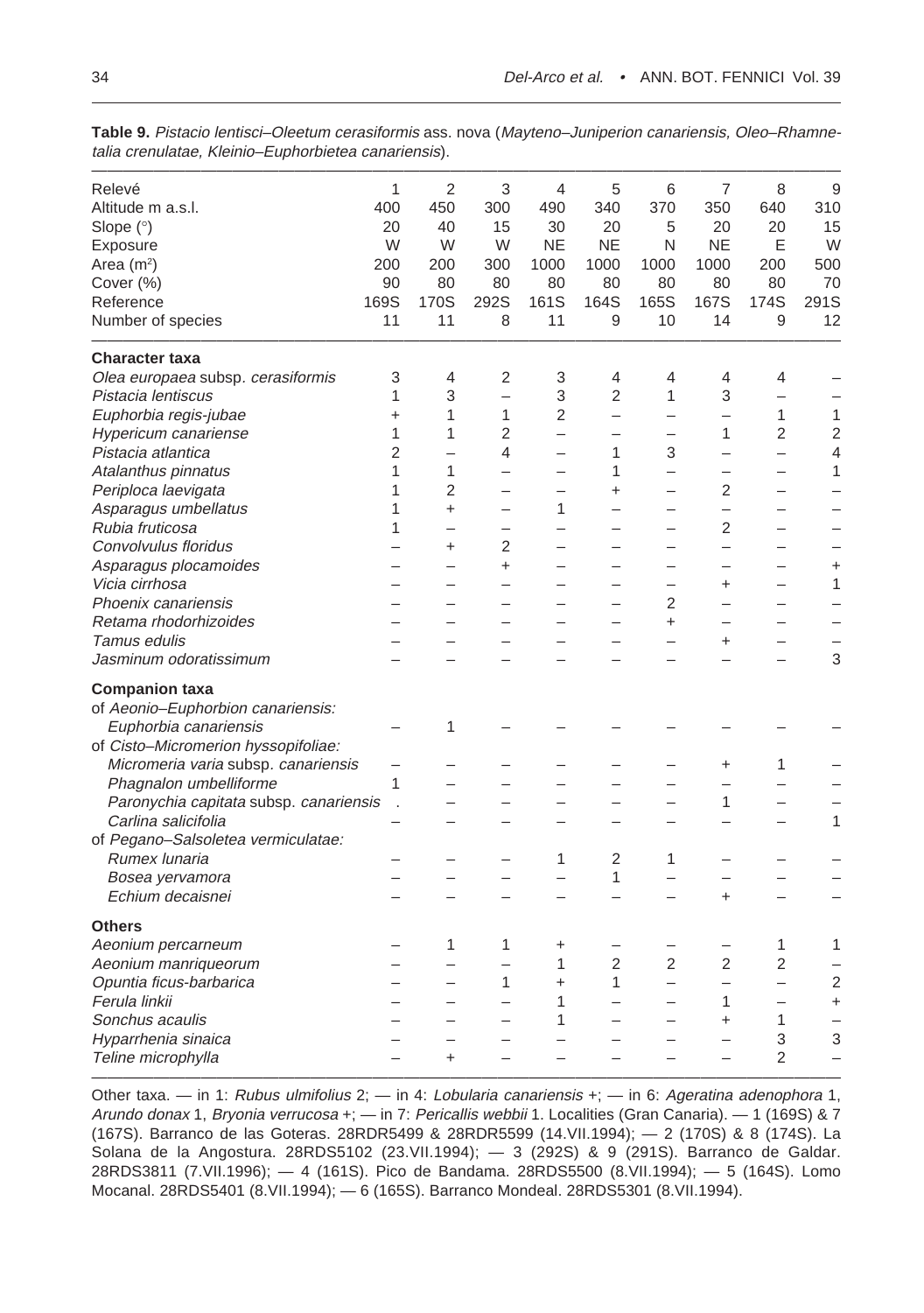**Table 9.** *Pistacio lentisci–Oleetum cerasiformis* ass. nova (*Mayteno–Juniperion canariensis, Oleo–Rhamnetalia crenulatae, Kleinio–Euphorbietea canariensis*).

| Relevé | 1 | 2 | 3 | 4 | 5 | 6 | 7 | 8 | 9 |
|---|---|---|---|---|---|---|---|---|---|
| Altitude m a.s.l. | 400 | 450 | 300 | 490 | 340 | 370 | 350 | 640 | 310 |
| Slope (°) | 20 | 40 | 15 | 30 | 20 | 5 | 20 | 20 | 15 |
| Exposure | W | W | W | NE | NE | N | NE | E | W |
| Area (m²) | 200 | 200 | 300 | 1000 | 1000 | 1000 | 1000 | 200 | 500 |
| Cover (%) | 90 | 80 | 80 | 80 | 80 | 80 | 80 | 80 | 70 |
| Reference | 169S | 170S | 292S | 161S | 164S | 165S | 167S | 174S | 291S |
| Number of species | 11 | 11 | 8 | 11 | 9 | 10 | 14 | 9 | 12 |
| **Character taxa** | | | | | | | | | |
| *Olea europaea* subsp. *cerasiformis* | 3 | 4 | 2 | 3 | 4 | 4 | 4 | 4 | – |
| *Pistacia lentiscus* | 1 | 3 | – | 3 | 2 | 1 | 3 | – | – |
| *Euphorbia regis-jubae* | + | 1 | 1 | 2 | – | – | – | 1 | 1 |
| *Hypericum canariense* | 1 | 1 | 2 | – | – | – | 1 | 2 | 2 |
| *Pistacia atlantica* | 2 | – | 4 | – | 1 | 3 | – | – | 4 |
| *Atalanthus pinnatus* | 1 | 1 | – | – | 1 | – | – | – | 1 |
| *Periploca laevigata* | 1 | 2 | – | – | + | – | 2 | – | – |
| *Asparagus umbellatus* | 1 | + | – | 1 | – | – | – | – | – |
| *Rubia fruticosa* | 1 | – | – | – | – | – | 2 | – | – |
| *Convolvulus floridus* | – | + | 2 | – | – | – | – | – | – |
| *Asparagus plocamoides* | – | – | + | – | – | – | – | – | + |
| *Vicia cirrhosa* | – | – | – | – | – | – | + | – | 1 |
| *Phoenix canariensis* | – | – | – | – | – | 2 | – | – | – |
| *Retama rhodorhizoides* | – | – | – | – | – | + | – | – | – |
| *Tamus edulis* | – | – | – | – | – | – | + | – | – |
| *Jasminum odoratissimum* | – | – | – | – | – | – | – | – | 3 |
| **Companion taxa** | | | | | | | | | |
| of *Aeonio–Euphorbion canariensis:* | | | | | | | | | |
| *Euphorbia canariensis* | – | 1 | – | – | – | – | – | – | – |
| of *Cisto–Micromerion hyssopifoliae:* | | | | | | | | | |
| *Micromeria varia* subsp. *canariensis* | – | – | – | – | – | – | + | 1 | – |
| *Phagnalon umbelliforme* | 1 | – | – | – | – | – | – | – | – |
| *Paronychia capitata* subsp. *canariensis* | . | – | – | – | – | – | 1 | – | – |
| *Carlina salicifolia* | – | – | – | – | – | – | – | – | 1 |
| of *Pegano–Salsoletea vermiculatae:* | | | | | | | | | |
| *Rumex lunaria* | – | – | – | 1 | 2 | 1 | – | – | – |
| *Bosea yervamora* | – | – | – | – | 1 | – | – | – | – |
| *Echium decaisnei* | – | – | – | – | – | – | + | – | – |
| **Others** | | | | | | | | | |
| *Aeonium percarneum* | – | 1 | 1 | + | – | – | – | 1 | 1 |
| *Aeonium manriqueorum* | – | – | – | 1 | 2 | 2 | 2 | 2 | – |
| *Opuntia ficus-barbarica* | – | – | 1 | + | 1 | – | – | – | 2 |
| *Ferula linkii* | – | – | – | 1 | – | – | 1 | – | + |
| *Sonchus acaulis* | – | – | – | 1 | – | – | + | 1 | – |
| *Hyparrhenia sinaica* | – | – | – | – | – | – | – | 3 | 3 |
| *Teline microphylla* | – | + | – | – | – | – | – | 2 | – |

Other taxa. — in 1: *Rubus ulmifolius* 2; — in 4: *Lobularia canariensis* +; — in 6: *Ageratina adenophora* 1, *Arundo donax* 1, *Bryonia verrucosa* +; — in 7: *Pericallis webbii* 1. Localities (Gran Canaria). — 1 (169S) & 7 (167S). Barranco de las Goteras. 28RDR5499 & 28RDR5599 (14.VII.1994); — 2 (170S) & 8 (174S). La Solana de la Angostura. 28RDS5102 (23.VII.1994); — 3 (292S) & 9 (291S). Barranco de Galdar. 28RDS3811 (7.VII.1996); — 4 (161S). Pico de Bandama. 28RDS5500 (8.VII.1994); — 5 (164S). Lomo Mocanal. 28RDS5401 (8.VII.1994); — 6 (165S). Barranco Mondeal. 28RDS5301 (8.VII.1994).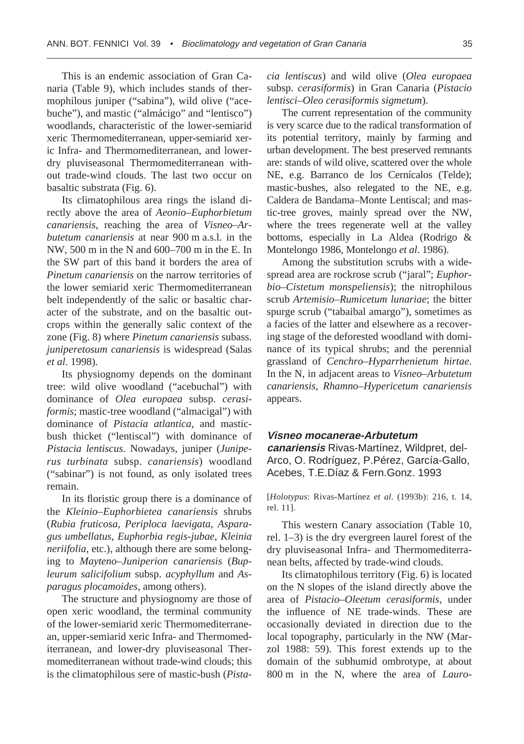This is an endemic association of Gran Canaria (Table 9), which includes stands of thermophilous juniper ("sabina"), wild olive ("acebuche"), and mastic ("almácigo" and "lentisco") woodlands, characteristic of the lower-semiarid xeric Thermomediterranean, upper-semiarid xeric Infra- and Thermomediterranean, and lower-dry pluviseasonal Thermomediterranean without trade-wind clouds. The last two occur on basaltic substrata (Fig. 6).

Its climatophilous area rings the island directly above the area of *Aeonio–Euphorbietum canariensis*, reaching the area of *Visneo–Arbutetum canariensis* at near 900 m a.s.l. in the NW, 500 m in the N and 600–700 m in the E. In the SW part of this band it borders the area of *Pinetum canariensis* on the narrow territories of the lower semiarid xeric Thermomediterranean belt independently of the salic or basaltic character of the substrate, and on the basaltic outcrops within the generally salic context of the zone (Fig. 8) where *Pinetum canariensis* subass. *juniperetosum canariensis* is widespread (Salas *et al*. 1998).

Its physiognomy depends on the dominant tree: wild olive woodland ("acebuchal") with dominance of *Olea europaea* subsp. *cerasiformis*; mastic-tree woodland ("almacigal") with dominance of *Pistacia atlantica*, and mastic-bush thicket ("lentiscal") with dominance of *Pistacia lentiscus*. Nowadays, juniper (*Juniperus turbinata* subsp. *canariensis*) woodland ("sabinar") is not found, as only isolated trees remain.

In its floristic group there is a dominance of the *Kleinio–Euphorbietea canariensis* shrubs (*Rubia fruticosa, Periploca laevigata, Asparagus umbellatus, Euphorbia regis-jubae, Kleinia neriifolia*, etc.), although there are some belonging to *Mayteno–Juniperion canariensis* (*Bupleurum salicifolium* subsp. *acyphyllum* and *Asparagus plocamoides*, among others).

The structure and physiognomy are those of open xeric woodland, the terminal community of the lower-semiarid xeric Thermomediterranean, upper-semiarid xeric Infra- and Thermomediterranean, and lower-dry pluviseasonal Thermomediterranean without trade-wind clouds; this is the climatophilous sere of mastic-bush (*Pistacia lentiscus*) and wild olive (*Olea europaea* subsp. *cerasiformis*) in Gran Canaria (*Pistacio lentisci–Oleo cerasiformis sigmetum*).

The current representation of the community is very scarce due to the radical transformation of its potential territory, mainly by farming and urban development. The best preserved remnants are: stands of wild olive, scattered over the whole NE, e.g. Barranco de los Cernícalos (Telde); mastic-bushes, also relegated to the NE, e.g. Caldera de Bandama–Monte Lentiscal; and mastic-tree groves, mainly spread over the NW, where the trees regenerate well at the valley bottoms, especially in La Aldea (Rodrigo & Montelongo 1986, Montelongo *et al*. 1986).

Among the substitution scrubs with a widespread area are rockrose scrub ("jaral"; *Euphorbio–Cistetum monspeliensis*); the nitrophilous scrub *Artemisio–Rumicetum lunariae*; the bitter spurge scrub ("tabaibal amargo"), sometimes as a facies of the latter and elsewhere as a recovering stage of the deforested woodland with dominance of its typical shrubs; and the perennial grassland of *Cenchro–Hyparrhenietum hirtae*. In the N, in adjacent areas to *Visneo–Arbutetum canariensis*, *Rhamno–Hypericetum canariensis* appears.

### ***Visneo mocanerae-Arbutetum canariensis*** Rivas-Martínez, Wildpret, del-Arco, O. Rodríguez, P.Pérez, García-Gallo, Acebes, T.E.Díaz & Fern.Gonz. 1993

[*Holotypus*: Rivas-Martínez *et al*. (1993b): 216, t. 14, rel. 11].

This western Canary association (Table 10, rel. 1–3) is the dry evergreen laurel forest of the dry pluviseasonal Infra- and Thermomediterranean belts, affected by trade-wind clouds.

Its climatophilous territory (Fig. 6) is located on the N slopes of the island directly above the area of *Pistacio–Oleetum cerasiformis*, under the influence of NE trade-winds. These are occasionally deviated in direction due to the local topography, particularly in the NW (Marzol 1988: 59). This forest extends up to the domain of the subhumid ombrotype, at about 800 m in the N, where the area of *Lauro-*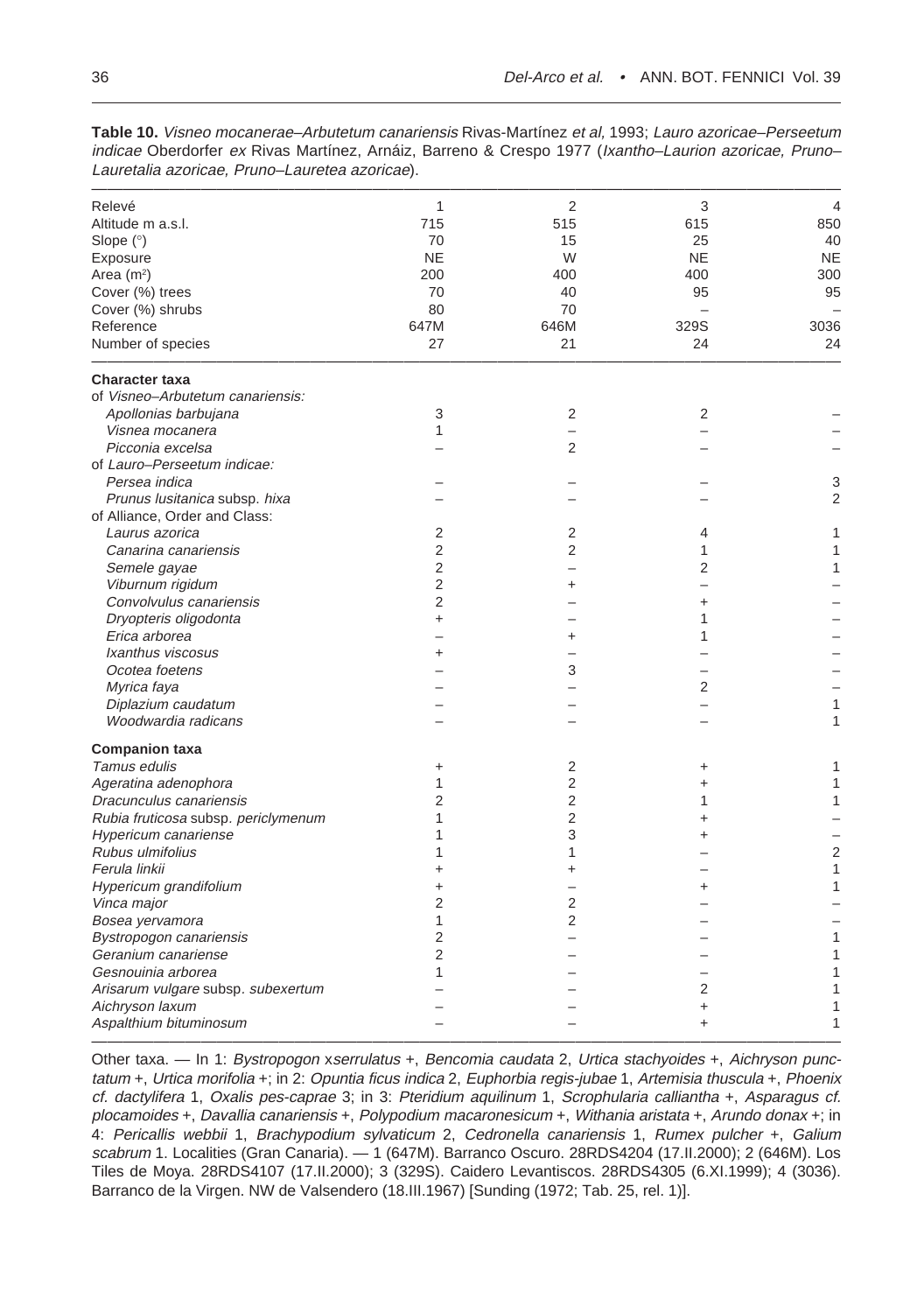**Table 10.** *Visneo mocanerae–Arbutetum canariensis* Rivas-Martínez *et al,* 1993; *Lauro azoricae–Perseetum indicae* Oberdorfer *ex* Rivas Martínez, Arnáiz, Barreno & Crespo 1977 (*Ixantho–Laurion azoricae, Pruno–Lauretalia azoricae, Pruno–Lauretea azoricae*).

| Relevé | 1 | 2 | 3 | 4 |
|---|---|---|---|---|
| Altitude m a.s.l. | 715 | 515 | 615 | 850 |
| Slope (°) | 70 | 15 | 25 | 40 |
| Exposure | NE | W | NE | NE |
| Area (m²) | 200 | 400 | 400 | 300 |
| Cover (%) trees | 70 | 40 | 95 | 95 |
| Cover (%) shrubs | 80 | 70 | – | – |
| Reference | 647M | 646M | 329S | 3036 |
| Number of species | 27 | 21 | 24 | 24 |
| **Character taxa** | | | | |
| of *Visneo–Arbutetum canariensis:* | | | | |
| *Apollonias barbujana* | 3 | 2 | 2 | – |
| *Visnea mocanera* | 1 | – | – | – |
| *Picconia excelsa* | – | 2 | – | – |
| of *Lauro–Perseetum indicae:* | | | | |
| *Persea indica* | – | – | – | 3 |
| *Prunus lusitanica* subsp. *hixa* | – | – | – | 2 |
| of Alliance, Order and Class: | | | | |
| *Laurus azorica* | 2 | 2 | 4 | 1 |
| *Canarina canariensis* | 2 | 2 | 1 | 1 |
| *Semele gayae* | 2 | – | 2 | 1 |
| *Viburnum rigidum* | 2 | + | – | – |
| *Convolvulus canariensis* | 2 | – | + | – |
| *Dryopteris oligodonta* | + | – | 1 | – |
| *Erica arborea* | – | + | 1 | – |
| *Ixanthus viscosus* | + | – | – | – |
| *Ocotea foetens* | – | 3 | – | – |
| *Myrica faya* | – | – | 2 | – |
| *Diplazium caudatum* | – | – | – | 1 |
| *Woodwardia radicans* | – | – | – | 1 |
| **Companion taxa** | | | | |
| *Tamus edulis* | + | 2 | + | 1 |
| *Ageratina adenophora* | 1 | 2 | + | 1 |
| *Dracunculus canariensis* | 2 | 2 | 1 | 1 |
| *Rubia fruticosa* subsp. *periclymenum* | 1 | 2 | + | – |
| *Hypericum canariense* | 1 | 3 | + | – |
| *Rubus ulmifolius* | 1 | 1 | – | 2 |
| *Ferula linkii* | + | + | – | 1 |
| *Hypericum grandifolium* | + | – | + | 1 |
| *Vinca major* | 2 | 2 | – | – |
| *Bosea yervamora* | 1 | 2 | – | – |
| *Bystropogon canariensis* | 2 | – | – | 1 |
| *Geranium canariense* | 2 | – | – | 1 |
| *Gesnouinia arborea* | 1 | – | – | 1 |
| *Arisarum vulgare* subsp. *subexertum* | – | – | 2 | 1 |
| *Aichryson laxum* | – | – | + | 1 |
| *Aspalthium bituminosum* | – | – | + | 1 |

Other taxa. — In 1: *Bystropogon* x*serrulatus* +, *Bencomia caudata* 2, *Urtica stachyoides* +, *Aichryson punctatum* +, *Urtica morifolia* +; in 2: *Opuntia ficus indica* 2, *Euphorbia regis-jubae* 1, *Artemisia thuscula* +, *Phoenix cf. dactylifera* 1, *Oxalis pes-caprae* 3; in 3: *Pteridium aquilinum* 1, *Scrophularia calliantha* +, *Asparagus cf. plocamoides* +, *Davallia canariensis* +, *Polypodium macaronesicum* +, *Withania aristata* +, *Arundo donax* +; in 4: *Pericallis webbii* 1, *Brachypodium sylvaticum* 2, *Cedronella canariensis* 1, *Rumex pulcher* +, *Galium scabrum* 1. Localities (Gran Canaria). — 1 (647M). Barranco Oscuro. 28RDS4204 (17.II.2000); 2 (646M). Los Tiles de Moya. 28RDS4107 (17.II.2000); 3 (329S). Caidero Levantiscos. 28RDS4305 (6.XI.1999); 4 (3036). Barranco de la Virgen. NW de Valsendero (18.III.1967) [Sunding (1972; Tab. 25, rel. 1)].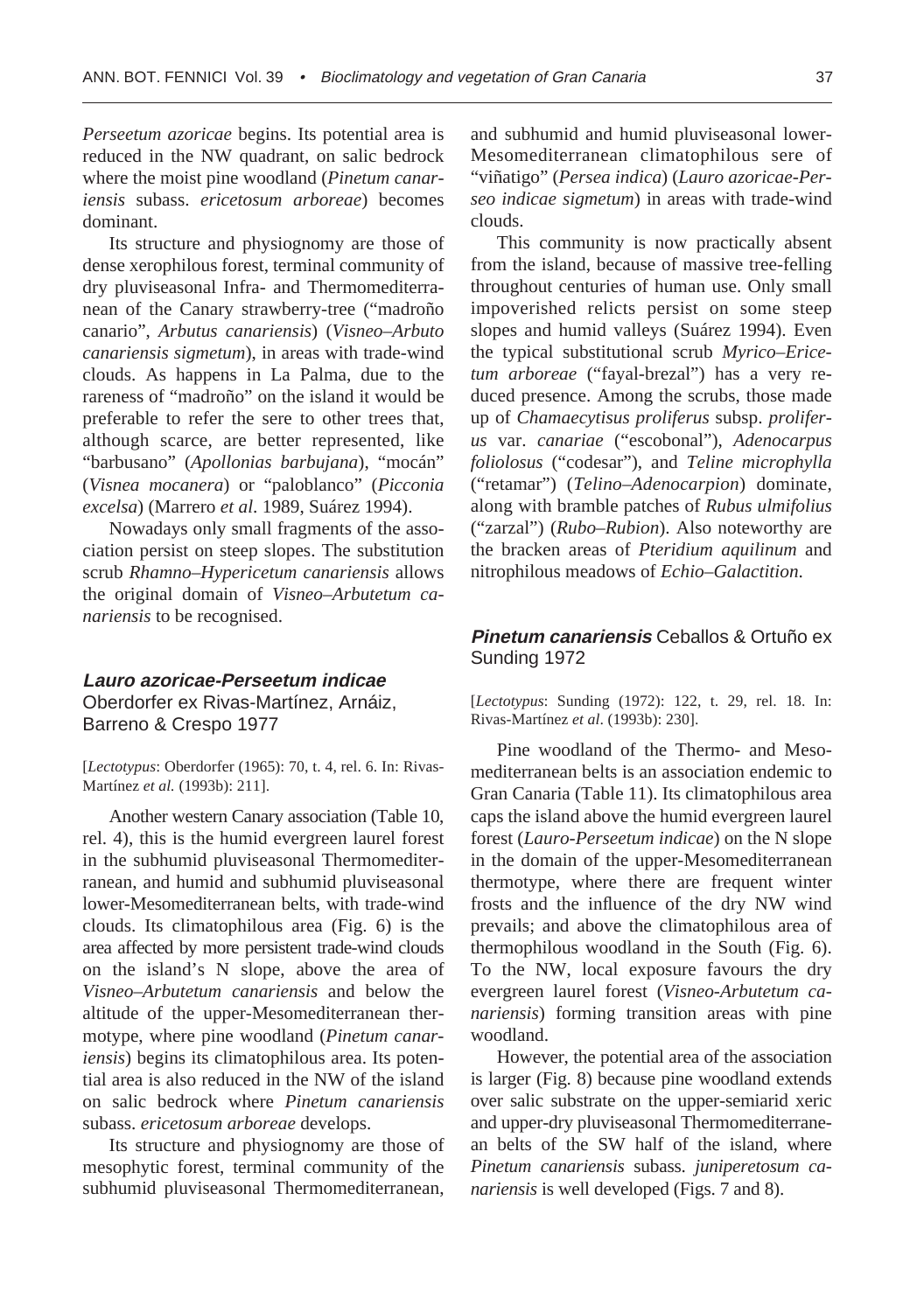*Perseetum azoricae* begins. Its potential area is reduced in the NW quadrant, on salic bedrock where the moist pine woodland (*Pinetum canariensis* subass. *ericetosum arboreae*) becomes dominant.

Its structure and physiognomy are those of dense xerophilous forest, terminal community of dry pluviseasonal Infra- and Thermomediterranean of the Canary strawberry-tree ("madroño canario", *Arbutus canariensis*) (*Visneo–Arbuto canariensis sigmetum*), in areas with trade-wind clouds. As happens in La Palma, due to the rareness of "madroño" on the island it would be preferable to refer the sere to other trees that, although scarce, are better represented, like "barbusano" (*Apollonias barbujana*), "mocán" (*Visnea mocanera*) or "paloblanco" (*Picconia excelsa*) (Marrero *et al*. 1989, Suárez 1994).

Nowadays only small fragments of the association persist on steep slopes. The substitution scrub *Rhamno–Hypericetum canariensis* allows the original domain of *Visneo–Arbutetum canariensis* to be recognised.

### *Lauro azoricae-Perseetum indicae* Oberdorfer ex Rivas-Martínez, Arnáiz, Barreno & Crespo 1977

[*Lectotypus*: Oberdorfer (1965): 70, t. 4, rel. 6. In: Rivas-Martínez *et al.* (1993b): 211].

Another western Canary association (Table 10, rel. 4), this is the humid evergreen laurel forest in the subhumid pluviseasonal Thermomediterranean, and humid and subhumid pluviseasonal lower-Mesomediterranean belts, with trade-wind clouds. Its climatophilous area (Fig. 6) is the area affected by more persistent trade-wind clouds on the island's N slope, above the area of *Visneo–Arbutetum canariensis* and below the altitude of the upper-Mesomediterranean thermotype, where pine woodland (*Pinetum canariensis*) begins its climatophilous area. Its potential area is also reduced in the NW of the island on salic bedrock where *Pinetum canariensis* subass. *ericetosum arboreae* develops.

Its structure and physiognomy are those of mesophytic forest, terminal community of the subhumid pluviseasonal Thermomediterranean, and subhumid and humid pluviseasonal lower-Mesomediterranean climatophilous sere of "viñatigo" (*Persea indica*) (*Lauro azoricae-Perseo indicae sigmetum*) in areas with trade-wind clouds.

This community is now practically absent from the island, because of massive tree-felling throughout centuries of human use. Only small impoverished relicts persist on some steep slopes and humid valleys (Suárez 1994). Even the typical substitutional scrub *Myrico–Ericetum arboreae* ("fayal-brezal") has a very reduced presence. Among the scrubs, those made up of *Chamaecytisus proliferus* subsp. *proliferus* var. *canariae* ("escobonal"), *Adenocarpus foliolosus* ("codesar"), and *Teline microphylla* ("retamar") (*Telino–Adenocarpion*) dominate, along with bramble patches of *Rubus ulmifolius* ("zarzal") (*Rubo–Rubion*). Also noteworthy are the bracken areas of *Pteridium aquilinum* and nitrophilous meadows of *Echio–Galactition*.

### *Pinetum canariensis* Ceballos & Ortuño ex Sunding 1972

[*Lectotypus*: Sunding (1972): 122, t. 29, rel. 18. In: Rivas-Martínez *et al*. (1993b): 230].

Pine woodland of the Thermo- and Mesomediterranean belts is an association endemic to Gran Canaria (Table 11). Its climatophilous area caps the island above the humid evergreen laurel forest (*Lauro-Perseetum indicae*) on the N slope in the domain of the upper-Mesomediterranean thermotype, where there are frequent winter frosts and the influence of the dry NW wind prevails; and above the climatophilous area of thermophilous woodland in the South (Fig. 6). To the NW, local exposure favours the dry evergreen laurel forest (*Visneo-Arbutetum canariensis*) forming transition areas with pine woodland.

However, the potential area of the association is larger (Fig. 8) because pine woodland extends over salic substrate on the upper-semiarid xeric and upper-dry pluviseasonal Thermomediterranean belts of the SW half of the island, where *Pinetum canariensis* subass. *juniperetosum canariensis* is well developed (Figs. 7 and 8).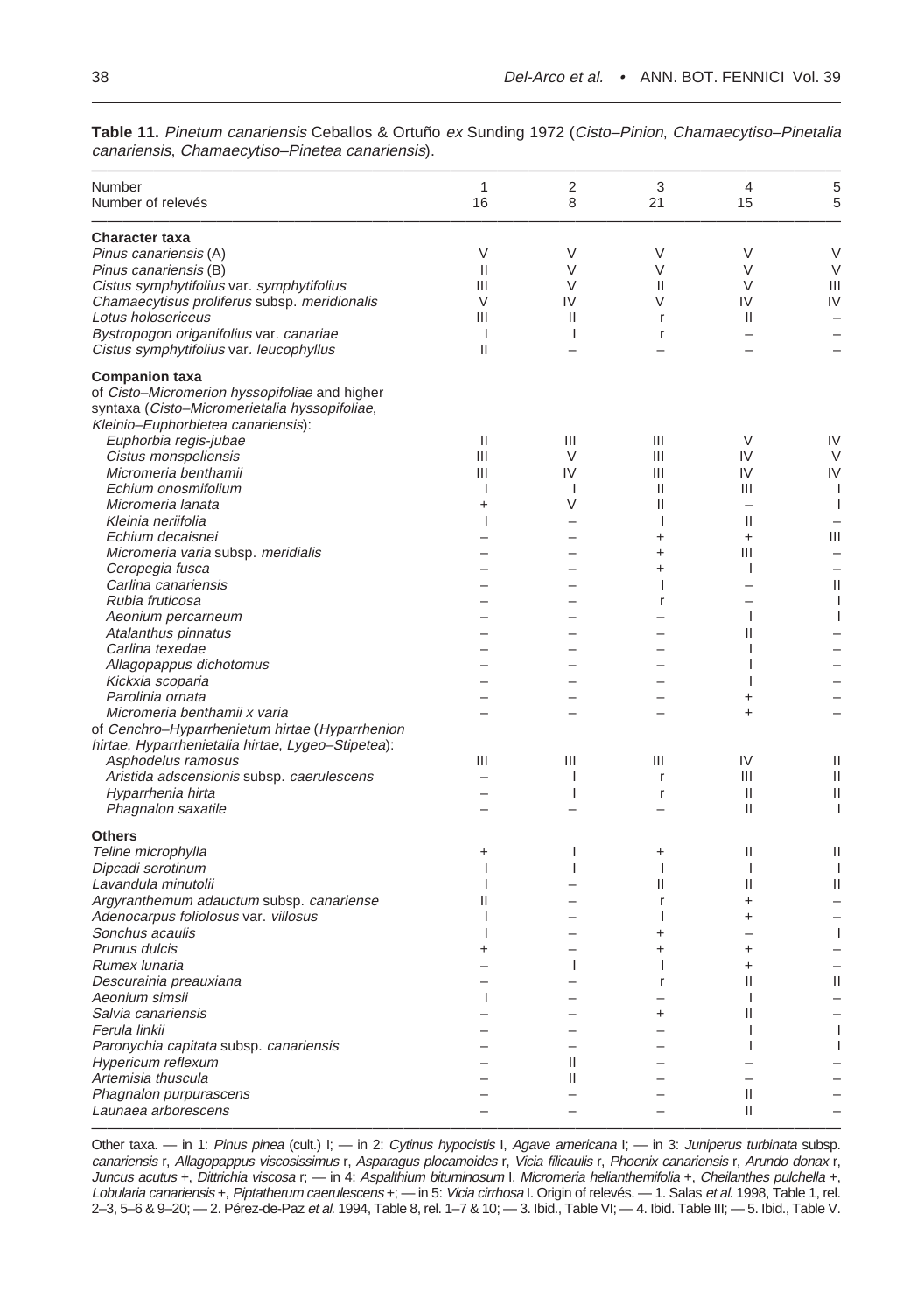**Table 11.** *Pinetum canariensis* Ceballos & Ortuño *ex* Sunding 1972 (*Cisto–Pinion*, *Chamaecytiso–Pinetalia canariensis*, *Chamaecytiso–Pinetea canariensis*).

| Number | 1 | 2 | 3 | 4 | 5 |
|---|---|---|---|---|---|
| Number of relevés | 16 | 8 | 21 | 15 | 5 |
| **Character taxa** | | | | | |
| *Pinus canariensis* (A) | V | V | V | V | V |
| *Pinus canariensis* (B) | II | V | V | V | V |
| *Cistus symphytifolius* var. *symphytifolius* | III | V | II | V | III |
| *Chamaecytisus proliferus* subsp. *meridionalis* | V | IV | V | IV | IV |
| *Lotus holosericeus* | III | II | r | II | – |
| *Bystropogon origanifolius* var. *canariae* | I | I | r | – | – |
| *Cistus symphytifolius* var. *leucophyllus* | II | – | – | – | – |
| **Companion taxa** | | | | | |
| of *Cisto–Micromerion hyssopifoliae* and higher syntaxa (*Cisto–Micromerietalia hyssopifoliae*, *Kleinio–Euphorbietea canariensis*): | | | | | |
| *Euphorbia regis-jubae* | II | III | III | V | IV |
| *Cistus monspeliensis* | III | V | III | IV | V |
| *Micromeria benthamii* | III | IV | III | IV | IV |
| *Echium onosmifolium* | I | I | II | III | I |
| *Micromeria lanata* | + | V | II | – | I |
| *Kleinia neriifolia* | I | – | I | II | – |
| *Echium decaisnei* | – | – | + | + | III |
| *Micromeria varia* subsp. *meridialis* | – | – | + | III | – |
| *Ceropegia fusca* | – | – | + | I | – |
| *Carlina canariensis* | – | – | I | – | II |
| *Rubia fruticosa* | – | – | r | – | I |
| *Aeonium percarneum* | – | – | – | I | I |
| *Atalanthus pinnatus* | – | – | – | II | – |
| *Carlina texedae* | – | – | – | I | – |
| *Allagopappus dichotomus* | – | – | – | I | – |
| *Kickxia scoparia* | – | – | – | I | – |
| *Parolinia ornata* | – | – | – | + | – |
| *Micromeria benthamii x varia* | – | – | – | + | – |
| of *Cenchro–Hyparrhenietum hirtae* (*Hyparrhenion hirtae*, *Hyparrhenietalia hirtae*, *Lygeo–Stipetea*): | | | | | |
| *Asphodelus ramosus* | III | III | III | IV | II |
| *Aristida adscensionis* subsp. *caerulescens* | – | I | r | III | II |
| *Hyparrhenia hirta* | – | I | r | II | II |
| *Phagnalon saxatile* | – | – | – | II | I |
| **Others** | | | | | |
| *Teline microphylla* | + | I | + | II | II |
| *Dipcadi serotinum* | I | I | I | I | I |
| *Lavandula minutolii* | I | – | II | II | II |
| *Argyranthemum adauctum* subsp. *canariense* | II | – | r | + | – |
| *Adenocarpus foliolosus* var. *villosus* | I | – | I | + | – |
| *Sonchus acaulis* | I | – | + | – | I |
| *Prunus dulcis* | + | – | + | + | – |
| *Rumex lunaria* | – | I | I | + | – |
| *Descurainia preauxiana* | – | – | r | II | II |
| *Aeonium simsii* | I | – | – | I | – |
| *Salvia canariensis* | – | – | + | II | – |
| *Ferula linkii* | – | – | – | I | I |
| *Paronychia capitata* subsp. *canariensis* | – | – | – | I | I |
| *Hypericum reflexum* | – | II | – | – | – |
| *Artemisia thuscula* | – | II | – | – | – |
| *Phagnalon purpurascens* | – | – | – | II | – |
| *Launaea arborescens* | – | – | – | II | – |

Other taxa. — in 1: *Pinus pinea* (cult.) I; — in 2: *Cytinus hypocistis* I, *Agave americana* I; — in 3: *Juniperus turbinata* subsp. *canariensis* r, *Allagopappus viscosissimus* r, *Asparagus plocamoides* r, *Vicia filicaulis* r, *Phoenix canariensis* r, *Arundo donax* r, *Juncus acutus* +, *Dittrichia viscosa* r; — in 4: *Aspalthium bituminosum* I, *Micromeria helianthemifolia* +, *Cheilanthes pulchella* +, *Lobularia canariensis* +, *Piptatherum caerulescens* +; — in 5: *Vicia cirrhosa* I. Origin of relevés. — 1. Salas *et al.* 1998, Table 1, rel. 2–3, 5–6 & 9–20; — 2. Pérez-de-Paz *et al.* 1994, Table 8, rel. 1–7 & 10; — 3. Ibid., Table VI; — 4. Ibid. Table III; — 5. Ibid., Table V.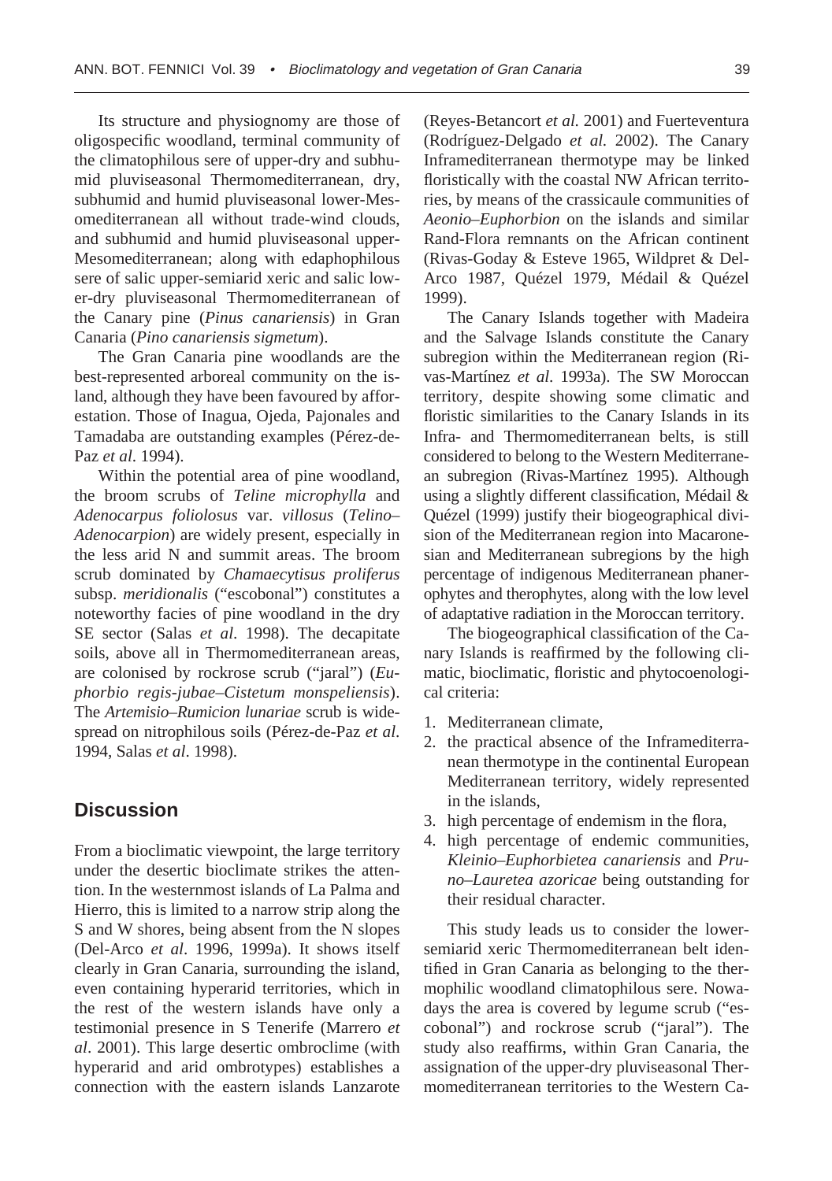Its structure and physiognomy are those of oligospecific woodland, terminal community of the climatophilous sere of upper-dry and subhumid pluviseasonal Thermomediterranean, dry, subhumid and humid pluviseasonal lower-Mesomediterranean all without trade-wind clouds, and subhumid and humid pluviseasonal upper-Mesomediterranean; along with edaphophilous sere of salic upper-semiarid xeric and salic lower-dry pluviseasonal Thermomediterranean of the Canary pine (*Pinus canariensis*) in Gran Canaria (*Pino canariensis sigmetum*).

The Gran Canaria pine woodlands are the best-represented arboreal community on the island, although they have been favoured by afforestation. Those of Inagua, Ojeda, Pajonales and Tamadaba are outstanding examples (Pérez-de-Paz *et al*. 1994).

Within the potential area of pine woodland, the broom scrubs of *Teline microphylla* and *Adenocarpus foliolosus* var. *villosus* (*Telino–Adenocarpion*) are widely present, especially in the less arid N and summit areas. The broom scrub dominated by *Chamaecytisus proliferus* subsp. *meridionalis* ("escobonal") constitutes a noteworthy facies of pine woodland in the dry SE sector (Salas *et al*. 1998). The decapitate soils, above all in Thermomediterranean areas, are colonised by rockrose scrub ("jaral") (*Euphorbio regis-jubae–Cistetum monspeliensis*). The *Artemisio–Rumicion lunariae* scrub is widespread on nitrophilous soils (Pérez-de-Paz *et al*. 1994, Salas *et al*. 1998).

## Discussion

From a bioclimatic viewpoint, the large territory under the desertic bioclimate strikes the attention. In the westernmost islands of La Palma and Hierro, this is limited to a narrow strip along the S and W shores, being absent from the N slopes (Del-Arco *et al*. 1996, 1999a). It shows itself clearly in Gran Canaria, surrounding the island, even containing hyperarid territories, which in the rest of the western islands have only a testimonial presence in S Tenerife (Marrero *et al*. 2001). This large desertic ombroclime (with hyperarid and arid ombrotypes) establishes a connection with the eastern islands Lanzarote (Reyes-Betancort *et al.* 2001) and Fuerteventura (Rodríguez-Delgado *et al.* 2002). The Canary Inframediterranean thermotype may be linked floristically with the coastal NW African territories, by means of the crassicaule communities of *Aeonio–Euphorbion* on the islands and similar Rand-Flora remnants on the African continent (Rivas-Goday & Esteve 1965, Wildpret & Del-Arco 1987, Quézel 1979, Médail & Quézel 1999).

The Canary Islands together with Madeira and the Salvage Islands constitute the Canary subregion within the Mediterranean region (Rivas-Martínez *et al*. 1993a). The SW Moroccan territory, despite showing some climatic and floristic similarities to the Canary Islands in its Infra- and Thermomediterranean belts, is still considered to belong to the Western Mediterranean subregion (Rivas-Martínez 1995). Although using a slightly different classification, Médail & Quézel (1999) justify their biogeographical division of the Mediterranean region into Macaronesian and Mediterranean subregions by the high percentage of indigenous Mediterranean phanerophytes and therophytes, along with the low level of adaptative radiation in the Moroccan territory.

The biogeographical classification of the Canary Islands is reaffirmed by the following climatic, bioclimatic, floristic and phytocoenological criteria:

1. Mediterranean climate,
2. the practical absence of the Inframediterranean thermotype in the continental European Mediterranean territory, widely represented in the islands,
3. high percentage of endemism in the flora,
4. high percentage of endemic communities, *Kleinio–Euphorbietea canariensis* and *Pruno–Lauretea azoricae* being outstanding for their residual character.

This study leads us to consider the lower-semiarid xeric Thermomediterranean belt identified in Gran Canaria as belonging to the thermophilic woodland climatophilous sere. Nowadays the area is covered by legume scrub ("escobonal") and rockrose scrub ("jaral"). The study also reaffirms, within Gran Canaria, the assignation of the upper-dry pluviseasonal Thermomediterranean territories to the Western Ca-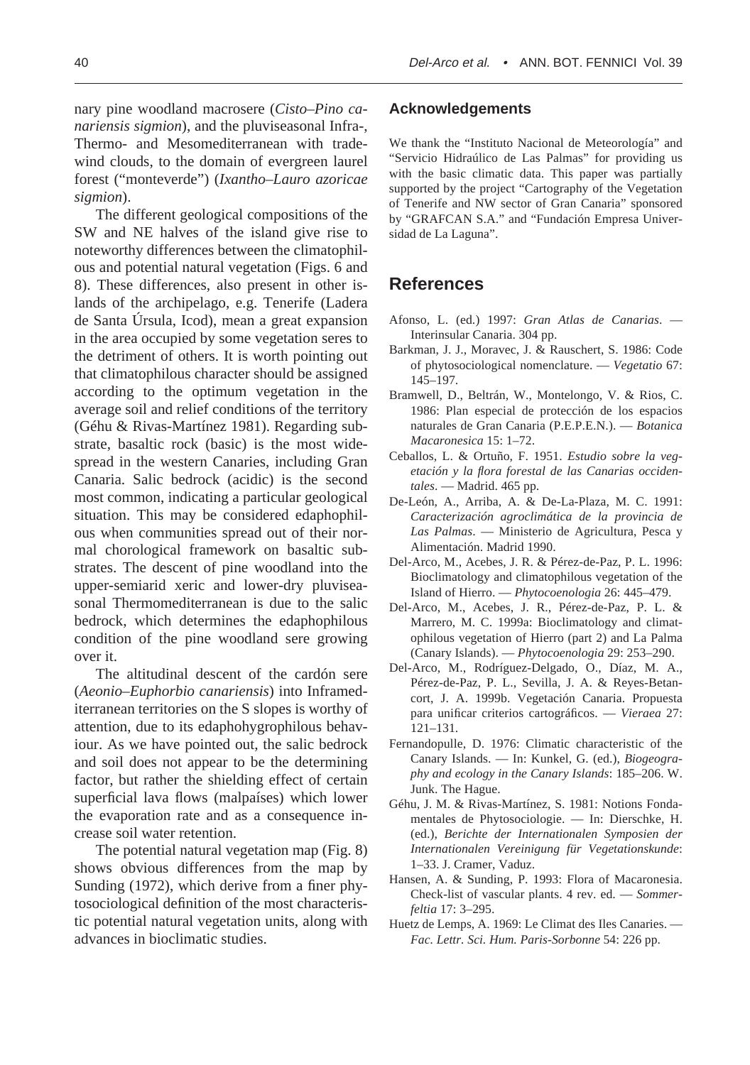nary pine woodland macrosere (*Cisto–Pino canariensis sigmion*), and the pluviseasonal Infra-, Thermo- and Mesomediterranean with tradewind clouds, to the domain of evergreen laurel forest ("monteverde") (*Ixantho–Lauro azoricae sigmion*).

The different geological compositions of the SW and NE halves of the island give rise to noteworthy differences between the climatophilous and potential natural vegetation (Figs. 6 and 8). These differences, also present in other islands of the archipelago, e.g. Tenerife (Ladera de Santa Úrsula, Icod), mean a great expansion in the area occupied by some vegetation seres to the detriment of others. It is worth pointing out that climatophilous character should be assigned according to the optimum vegetation in the average soil and relief conditions of the territory (Géhu & Rivas-Martínez 1981). Regarding substrate, basaltic rock (basic) is the most widespread in the western Canaries, including Gran Canaria. Salic bedrock (acidic) is the second most common, indicating a particular geological situation. This may be considered edaphophilous when communities spread out of their normal chorological framework on basaltic substrates. The descent of pine woodland into the upper-semiarid xeric and lower-dry pluviseasonal Thermomediterranean is due to the salic bedrock, which determines the edaphophilous condition of the pine woodland sere growing over it.

The altitudinal descent of the cardón sere (*Aeonio–Euphorbio canariensis*) into Inframediterranean territories on the S slopes is worthy of attention, due to its edaphohygrophilous behaviour. As we have pointed out, the salic bedrock and soil does not appear to be the determining factor, but rather the shielding effect of certain superficial lava flows (malpaíses) which lower the evaporation rate and as a consequence increase soil water retention.

The potential natural vegetation map (Fig. 8) shows obvious differences from the map by Sunding (1972), which derive from a finer phytosociological definition of the most characteristic potential natural vegetation units, along with advances in bioclimatic studies.

## Acknowledgements

We thank the "Instituto Nacional de Meteorología" and "Servicio Hidraúlico de Las Palmas" for providing us with the basic climatic data. This paper was partially supported by the project "Cartography of the Vegetation of Tenerife and NW sector of Gran Canaria" sponsored by "GRAFCAN S.A." and "Fundación Empresa Universidad de La Laguna".

## References

Afonso, L. (ed.) 1997: *Gran Atlas de Canarias*. — Interinsular Canaria. 304 pp.

Barkman, J. J., Moravec, J. & Rauschert, S. 1986: Code of phytosociological nomenclature. — *Vegetatio* 67: 145–197.

Bramwell, D., Beltrán, W., Montelongo, V. & Rios, C. 1986: Plan especial de protección de los espacios naturales de Gran Canaria (P.E.P.E.N.). — *Botanica Macaronesica* 15: 1–72.

Ceballos, L. & Ortuño, F. 1951. *Estudio sobre la vegetación y la flora forestal de las Canarias occidentales*. — Madrid. 465 pp.

De-León, A., Arriba, A. & De-La-Plaza, M. C. 1991: *Caracterización agroclimática de la provincia de Las Palmas*. — Ministerio de Agricultura, Pesca y Alimentación. Madrid 1990.

Del-Arco, M., Acebes, J. R. & Pérez-de-Paz, P. L. 1996: Bioclimatology and climatophilous vegetation of the Island of Hierro. — *Phytocoenologia* 26: 445–479.

Del-Arco, M., Acebes, J. R., Pérez-de-Paz, P. L. & Marrero, M. C. 1999a: Bioclimatology and climatophilous vegetation of Hierro (part 2) and La Palma (Canary Islands). — *Phytocoenologia* 29: 253–290.

Del-Arco, M., Rodríguez-Delgado, O., Díaz, M. A., Pérez-de-Paz, P. L., Sevilla, J. A. & Reyes-Betancort, J. A. 1999b. Vegetación Canaria. Propuesta para unificar criterios cartográficos. — *Vieraea* 27: 121–131.

Fernandopulle, D. 1976: Climatic characteristic of the Canary Islands. — In: Kunkel, G. (ed.), *Biogeography and ecology in the Canary Islands*: 185–206. W. Junk. The Hague.

Géhu, J. M. & Rivas-Martínez, S. 1981: Notions Fondamentales de Phytosociologie. — In: Dierschke, H. (ed.), *Berichte der Internationalen Symposien der Internationalen Vereinigung für Vegetationskunde*: 1–33. J. Cramer, Vaduz.

Hansen, A. & Sunding, P. 1993: Flora of Macaronesia. Check-list of vascular plants. 4 rev. ed. — *Sommerfeltia* 17: 3–295.

Huetz de Lemps, A. 1969: Le Climat des Iles Canaries. — *Fac. Lettr. Sci. Hum. Paris-Sorbonne* 54: 226 pp.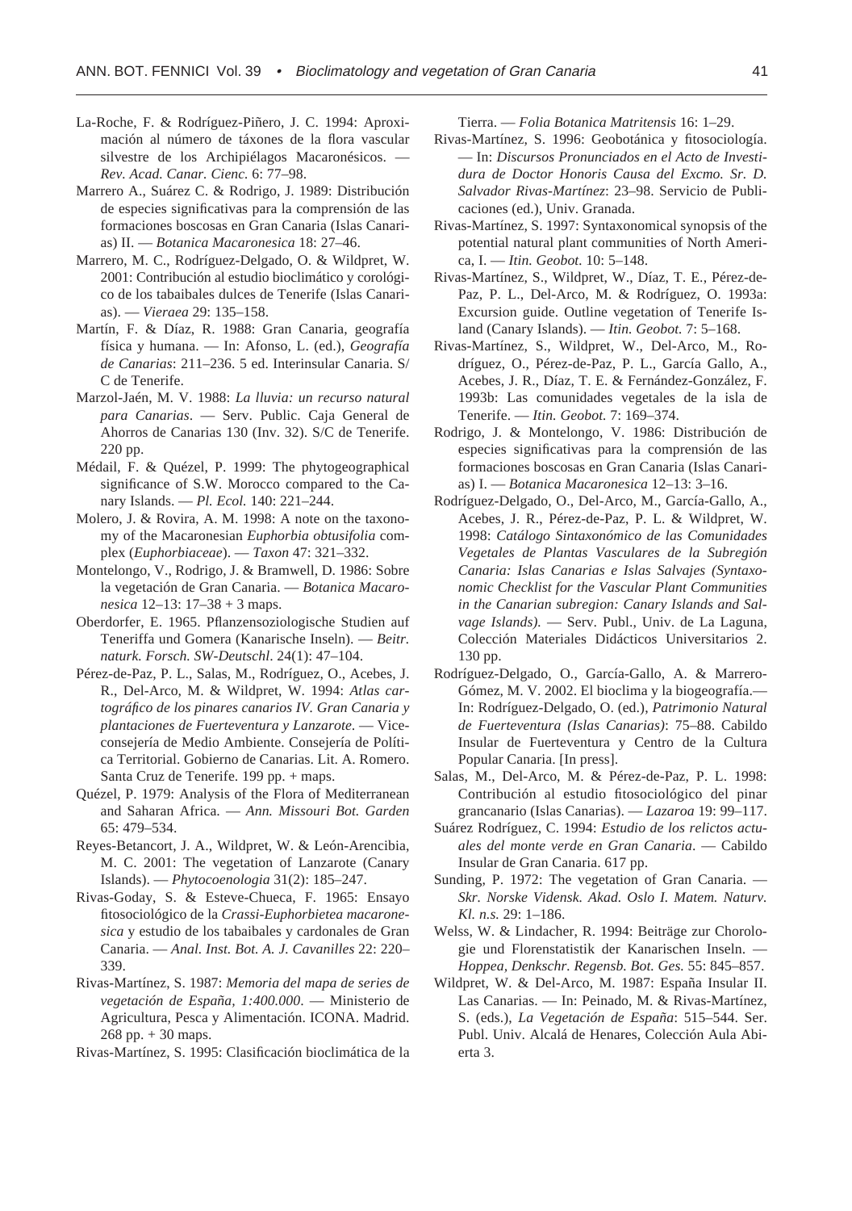La-Roche, F. & Rodríguez-Piñero, J. C. 1994: Aproximación al número de táxones de la flora vascular silvestre de los Archipiélagos Macaronésicos. — *Rev. Acad. Canar. Cienc.* 6: 77–98.

Marrero A., Suárez C. & Rodrigo, J. 1989: Distribución de especies significativas para la comprensión de las formaciones boscosas en Gran Canaria (Islas Canarias) II. — *Botanica Macaronesica* 18: 27–46.

Marrero, M. C., Rodríguez-Delgado, O. & Wildpret, W. 2001: Contribución al estudio bioclimático y corológico de los tabaibales dulces de Tenerife (Islas Canarias). — *Vieraea* 29: 135–158.

Martín, F. & Díaz, R. 1988: Gran Canaria, geografía física y humana. — In: Afonso, L. (ed.), *Geografía de Canarias*: 211–236. 5 ed. Interinsular Canaria. S/C de Tenerife.

Marzol-Jaén, M. V. 1988: *La lluvia: un recurso natural para Canarias*. — Serv. Public. Caja General de Ahorros de Canarias 130 (Inv. 32). S/C de Tenerife. 220 pp.

Médail, F. & Quézel, P. 1999: The phytogeographical significance of S.W. Morocco compared to the Canary Islands. — *Pl. Ecol.* 140: 221–244.

Molero, J. & Rovira, A. M. 1998: A note on the taxonomy of the Macaronesian *Euphorbia obtusifolia* complex (*Euphorbiaceae*). — *Taxon* 47: 321–332.

Montelongo, V., Rodrigo, J. & Bramwell, D. 1986: Sobre la vegetación de Gran Canaria. — *Botanica Macaronesica* 12–13: 17–38 + 3 maps.

Oberdorfer, E. 1965. Pflanzensoziologische Studien auf Teneriffa und Gomera (Kanarische Inseln). — *Beitr. naturk. Forsch. SW-Deutschl*. 24(1): 47–104.

Pérez-de-Paz, P. L., Salas, M., Rodríguez, O., Acebes, J. R., Del-Arco, M. & Wildpret, W. 1994: *Atlas cartográfico de los pinares canarios IV. Gran Canaria y plantaciones de Fuerteventura y Lanzarote*. — Viceconsejería de Medio Ambiente. Consejería de Política Territorial. Gobierno de Canarias. Lit. A. Romero. Santa Cruz de Tenerife. 199 pp. + maps.

Quézel, P. 1979: Analysis of the Flora of Mediterranean and Saharan Africa. — *Ann. Missouri Bot. Garden* 65: 479–534.

Reyes-Betancort, J. A., Wildpret, W. & León-Arencibia, M. C. 2001: The vegetation of Lanzarote (Canary Islands). — *Phytocoenologia* 31(2): 185–247.

Rivas-Goday, S. & Esteve-Chueca, F. 1965: Ensayo fitosociológico de la *Crassi-Euphorbietea macaronesica* y estudio de los tabaibales y cardonales de Gran Canaria. — *Anal. Inst. Bot. A. J. Cavanilles* 22: 220–339.

Rivas-Martínez, S. 1987: *Memoria del mapa de series de vegetación de España, 1:400.000*. — Ministerio de Agricultura, Pesca y Alimentación. ICONA. Madrid. 268 pp. + 30 maps.

Rivas-Martínez, S. 1995: Clasificación bioclimática de la Tierra. — *Folia Botanica Matritensis* 16: 1–29.

Rivas-Martínez, S. 1996: Geobotánica y fitosociología. — In: *Discursos Pronunciados en el Acto de Investidura de Doctor Honoris Causa del Excmo. Sr. D. Salvador Rivas-Martínez*: 23–98. Servicio de Publicaciones (ed.), Univ. Granada.

Rivas-Martínez, S. 1997: Syntaxonomical synopsis of the potential natural plant communities of North America, I. — *Itin. Geobot.* 10: 5–148.

Rivas-Martínez, S., Wildpret, W., Díaz, T. E., Pérez-de-Paz, P. L., Del-Arco, M. & Rodríguez, O. 1993a: Excursion guide. Outline vegetation of Tenerife Island (Canary Islands). — *Itin. Geobot.* 7: 5–168.

Rivas-Martínez, S., Wildpret, W., Del-Arco, M., Rodríguez, O., Pérez-de-Paz, P. L., García Gallo, A., Acebes, J. R., Díaz, T. E. & Fernández-González, F. 1993b: Las comunidades vegetales de la isla de Tenerife. — *Itin. Geobot.* 7: 169–374.

Rodrigo, J. & Montelongo, V. 1986: Distribución de especies significativas para la comprensión de las formaciones boscosas en Gran Canaria (Islas Canarias) I. — *Botanica Macaronesica* 12–13: 3–16.

Rodríguez-Delgado, O., Del-Arco, M., García-Gallo, A., Acebes, J. R., Pérez-de-Paz, P. L. & Wildpret, W. 1998: *Catálogo Sintaxonómico de las Comunidades Vegetales de Plantas Vasculares de la Subregión Canaria: Islas Canarias e Islas Salvajes (Syntaxonomic Checklist for the Vascular Plant Communities in the Canarian subregion: Canary Islands and Salvage Islands)*. — Serv. Publ., Univ. de La Laguna, Colección Materiales Didácticos Universitarios 2. 130 pp.

Rodríguez-Delgado, O., García-Gallo, A. & Marrero-Gómez, M. V. 2002. El bioclima y la biogeografía.— In: Rodríguez-Delgado, O. (ed.), *Patrimonio Natural de Fuerteventura (Islas Canarias)*: 75–88. Cabildo Insular de Fuerteventura y Centro de la Cultura Popular Canaria. [In press].

Salas, M., Del-Arco, M. & Pérez-de-Paz, P. L. 1998: Contribución al estudio fitosociológico del pinar grancanario (Islas Canarias). — *Lazaroa* 19: 99–117.

Suárez Rodríguez, C. 1994: *Estudio de los relictos actuales del monte verde en Gran Canaria*. — Cabildo Insular de Gran Canaria. 617 pp.

Sunding, P. 1972: The vegetation of Gran Canaria. — *Skr. Norske Vidensk. Akad. Oslo I. Matem. Naturv. Kl. n.s.* 29: 1–186.

Welss, W. & Lindacher, R. 1994: Beiträge zur Chorologie und Florenstatistik der Kanarischen Inseln. — *Hoppea, Denkschr. Regensb. Bot. Ges.* 55: 845–857.

Wildpret, W. & Del-Arco, M. 1987: España Insular II. Las Canarias. — In: Peinado, M. & Rivas-Martínez, S. (eds.), *La Vegetación de España*: 515–544. Ser. Publ. Univ. Alcalá de Henares, Colección Aula Abierta 3.